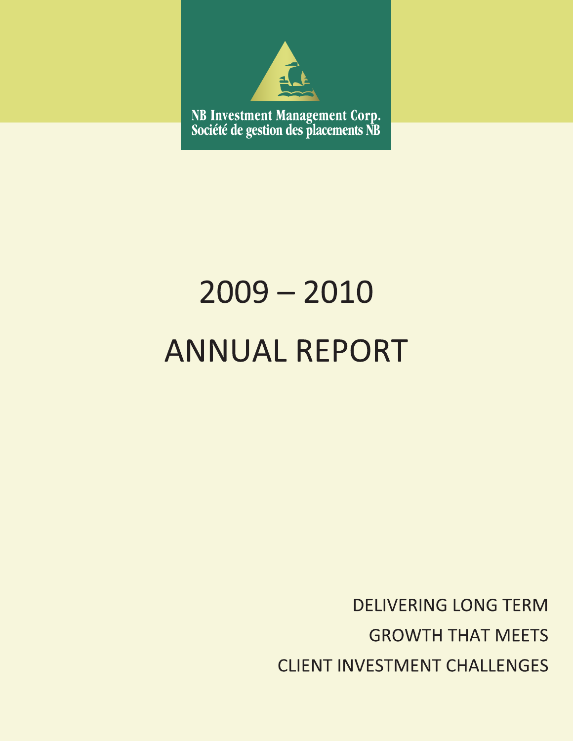NB Investment Management Corp.
Société de gestion des placements NB

# 2009 – 2010

# ANNUAL REPORT

DELIVERING LONG TERM
GROWTH THAT MEETS
CLIENT INVESTMENT CHALLENGES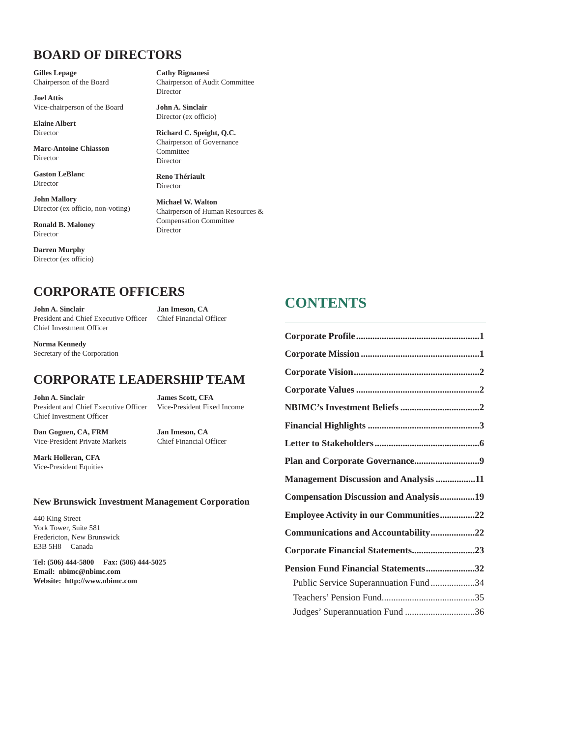## BOARD OF DIRECTORS

**Gilles Lepage**
Chairperson of the Board

**Joel Attis**
Vice-chairperson of the Board

**Elaine Albert**
Director

**Marc-Antoine Chiasson**
Director

**Gaston LeBlanc**
Director

**John Mallory**
Director (ex officio, non-voting)

**Ronald B. Maloney**
Director

**Darren Murphy**
Director (ex officio)

**Cathy Rignanesi**
Chairperson of Audit Committee
Director

**John A. Sinclair**
Director (ex officio)

**Richard C. Speight, Q.C.**
Chairperson of Governance Committee
Director

**Reno Thériault**
Director

**Michael W. Walton**
Chairperson of Human Resources & Compensation Committee
Director

## CORPORATE OFFICERS

**John A. Sinclair**
President and Chief Executive Officer
Chief Investment Officer

**Jan Imeson, CA**
Chief Financial Officer

**Norma Kennedy**
Secretary of the Corporation

## CORPORATE LEADERSHIP TEAM

**John A. Sinclair**
President and Chief Executive Officer
Chief Investment Officer

**James Scott, CFA**
Vice-President Fixed Income

**Dan Goguen, CA, FRM**
Vice-President Private Markets

**Jan Imeson, CA**
Chief Financial Officer

**Mark Holleran, CFA**
Vice-President Equities

### New Brunswick Investment Management Corporation

440 King Street
York Tower, Suite 581
Fredericton, New Brunswick
E3B 5H8 Canada

**Tel: (506) 444-5800 Fax: (506) 444-5025**
**Email: nbimc@nbimc.com**
**Website: http://www.nbimc.com**

## CONTENTS

**Corporate Profile....................................................1**

**Corporate Mission..................................................1**

**Corporate Vision.....................................................2**

**Corporate Values ....................................................2**

**NBIMC's Investment Beliefs .................................2**

**Financial Highlights ...............................................3**

**Letter to Stakeholders............................................6**

**Plan and Corporate Governance...........................9**

**Management Discussion and Analysis .................11**

**Compensation Discussion and Analysis...............19**

**Employee Activity in our Communities...............22**

**Communications and Accountability...................22**

**Corporate Financial Statements...........................23**

**Pension Fund Financial Statements.....................32**

Public Service Superannuation Fund...................34

Teachers' Pension Fund........................................35

Judges' Superannuation Fund ..............................36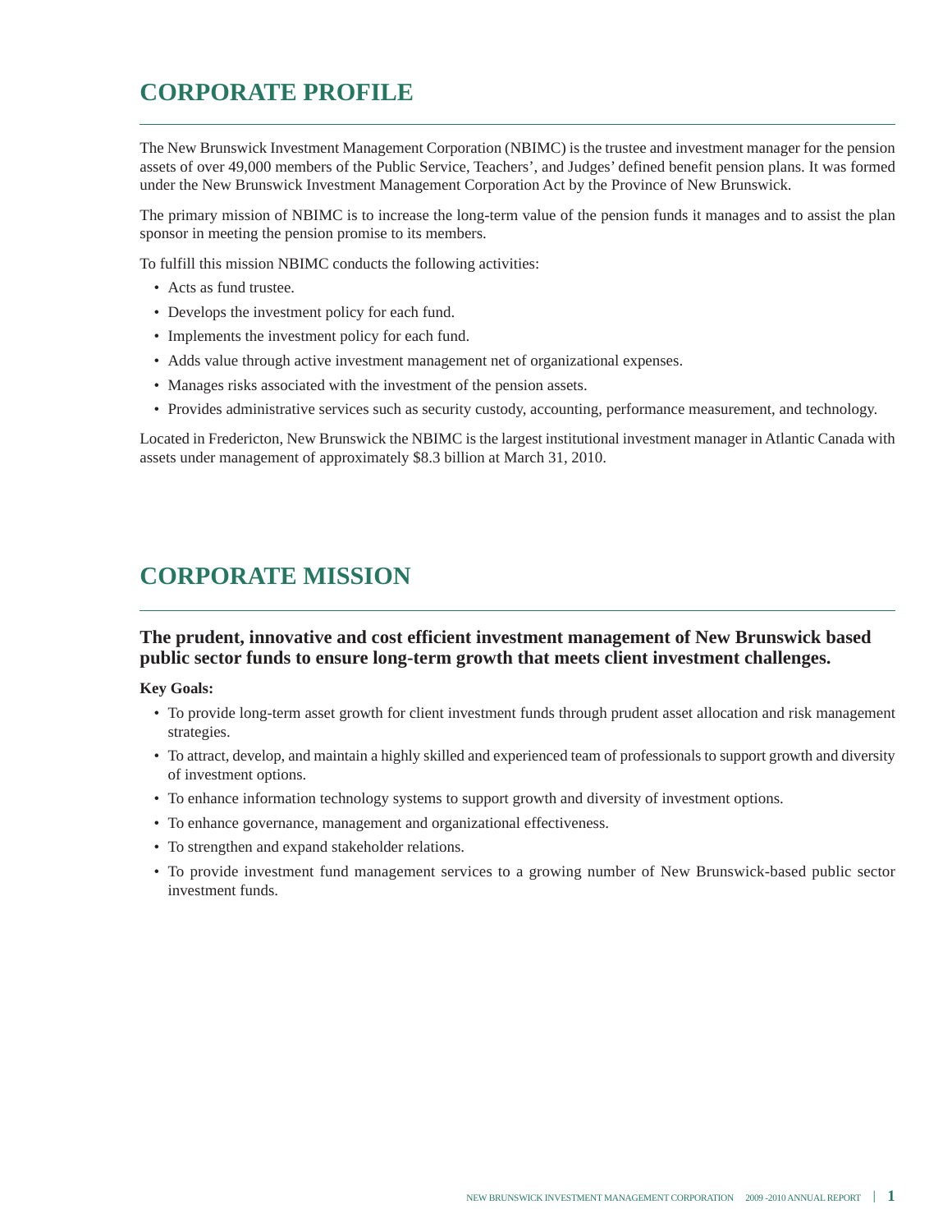# CORPORATE PROFILE

The New Brunswick Investment Management Corporation (NBIMC) is the trustee and investment manager for the pension assets of over 49,000 members of the Public Service, Teachers', and Judges' defined benefit pension plans. It was formed under the New Brunswick Investment Management Corporation Act by the Province of New Brunswick.

The primary mission of NBIMC is to increase the long-term value of the pension funds it manages and to assist the plan sponsor in meeting the pension promise to its members.

To fulfill this mission NBIMC conducts the following activities:

- Acts as fund trustee.
- Develops the investment policy for each fund.
- Implements the investment policy for each fund.
- Adds value through active investment management net of organizational expenses.
- Manages risks associated with the investment of the pension assets.
- Provides administrative services such as security custody, accounting, performance measurement, and technology.

Located in Fredericton, New Brunswick the NBIMC is the largest institutional investment manager in Atlantic Canada with assets under management of approximately $8.3 billion at March 31, 2010.

# CORPORATE MISSION

### The prudent, innovative and cost efficient investment management of New Brunswick based public sector funds to ensure long-term growth that meets client investment challenges.

**Key Goals:**

- To provide long-term asset growth for client investment funds through prudent asset allocation and risk management strategies.
- To attract, develop, and maintain a highly skilled and experienced team of professionals to support growth and diversity of investment options.
- To enhance information technology systems to support growth and diversity of investment options.
- To enhance governance, management and organizational effectiveness.
- To strengthen and expand stakeholder relations.
- To provide investment fund management services to a growing number of New Brunswick-based public sector investment funds.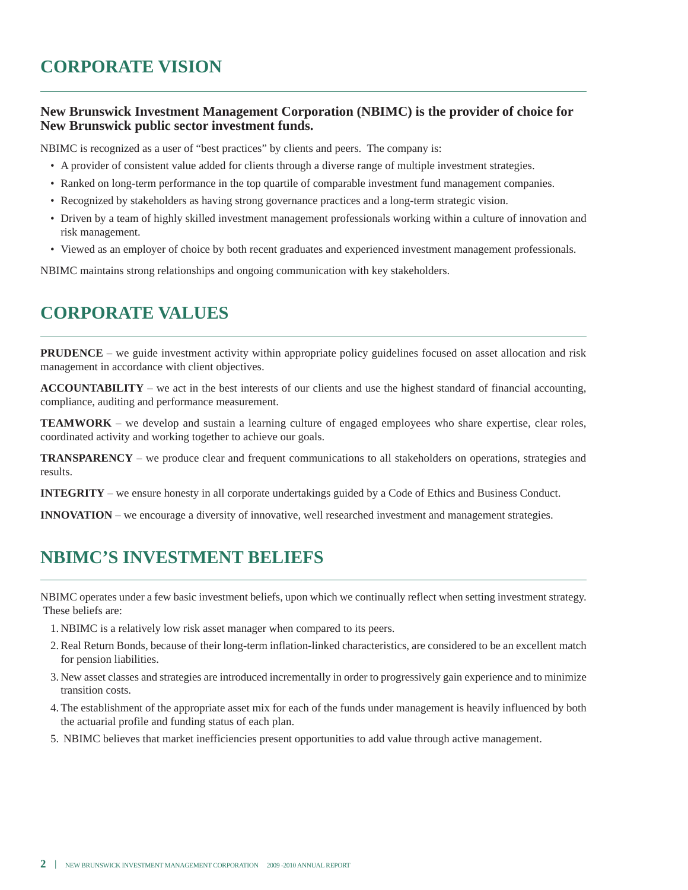# CORPORATE VISION

**New Brunswick Investment Management Corporation (NBIMC) is the provider of choice for New Brunswick public sector investment funds.**

NBIMC is recognized as a user of "best practices" by clients and peers. The company is:

- A provider of consistent value added for clients through a diverse range of multiple investment strategies.
- Ranked on long-term performance in the top quartile of comparable investment fund management companies.
- Recognized by stakeholders as having strong governance practices and a long-term strategic vision.
- Driven by a team of highly skilled investment management professionals working within a culture of innovation and risk management.
- Viewed as an employer of choice by both recent graduates and experienced investment management professionals.

NBIMC maintains strong relationships and ongoing communication with key stakeholders.

# CORPORATE VALUES

**PRUDENCE** – we guide investment activity within appropriate policy guidelines focused on asset allocation and risk management in accordance with client objectives.

**ACCOUNTABILITY** – we act in the best interests of our clients and use the highest standard of financial accounting, compliance, auditing and performance measurement.

**TEAMWORK** – we develop and sustain a learning culture of engaged employees who share expertise, clear roles, coordinated activity and working together to achieve our goals.

**TRANSPARENCY** – we produce clear and frequent communications to all stakeholders on operations, strategies and results.

**INTEGRITY** – we ensure honesty in all corporate undertakings guided by a Code of Ethics and Business Conduct.

**INNOVATION** – we encourage a diversity of innovative, well researched investment and management strategies.

# NBIMC'S INVESTMENT BELIEFS

NBIMC operates under a few basic investment beliefs, upon which we continually reflect when setting investment strategy. These beliefs are:

1. NBIMC is a relatively low risk asset manager when compared to its peers.
2. Real Return Bonds, because of their long-term inflation-linked characteristics, are considered to be an excellent match for pension liabilities.
3. New asset classes and strategies are introduced incrementally in order to progressively gain experience and to minimize transition costs.
4. The establishment of the appropriate asset mix for each of the funds under management is heavily influenced by both the actuarial profile and funding status of each plan.
5. NBIMC believes that market inefficiencies present opportunities to add value through active management.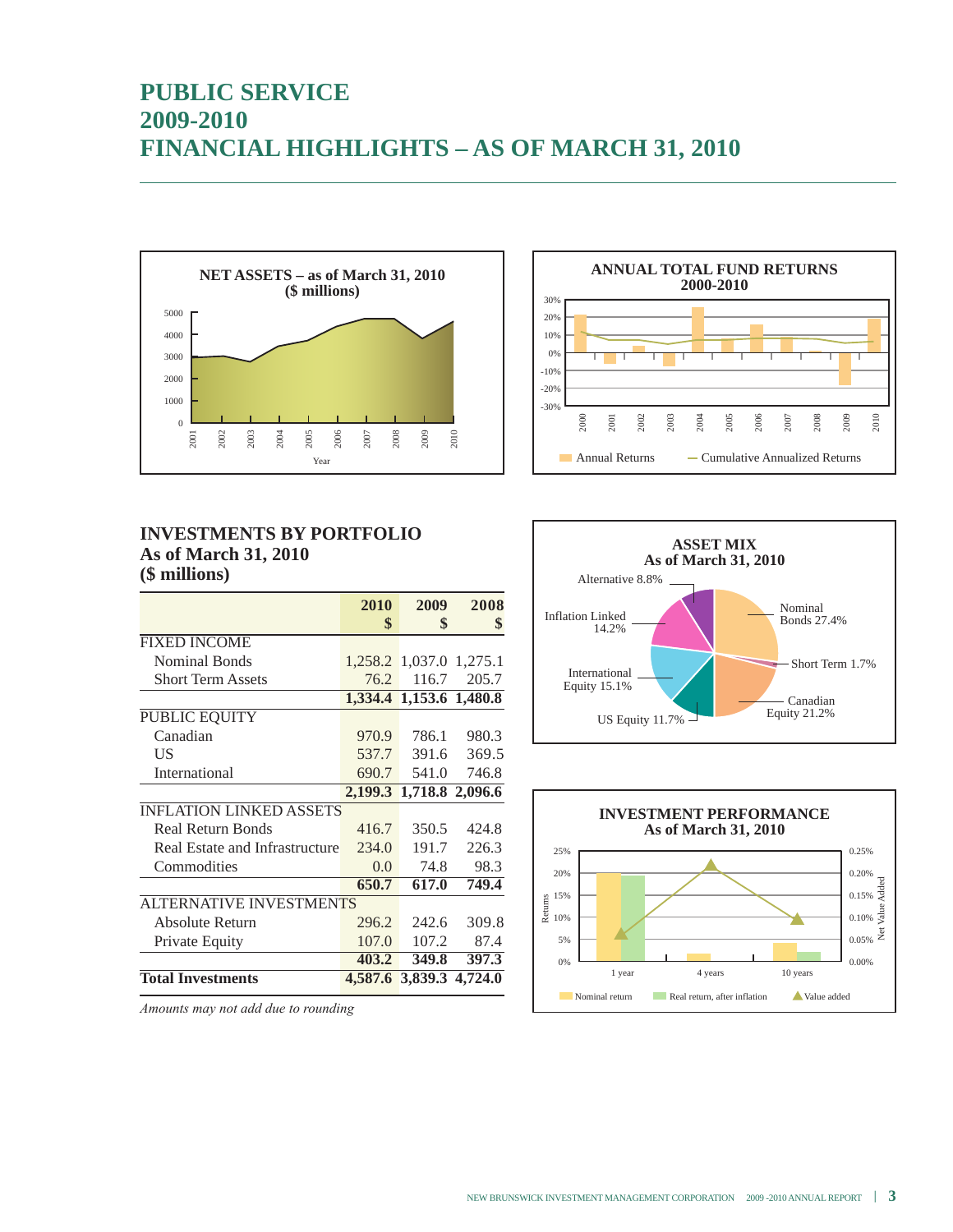# PUBLIC SERVICE 2009-2010 FINANCIAL HIGHLIGHTS – AS OF MARCH 31, 2010

**NET ASSETS – as of March 31, 2010 ($ millions)**

**ANNUAL TOTAL FUND RETURNS 2000-2010**

Annual Returns — Cumulative Annualized Returns

## INVESTMENTS BY PORTFOLIO As of March 31, 2010 ($ millions)

| | 2010 $ | 2009 $ | 2008 $ |
|---|---|---|---|
| FIXED INCOME | | | |
| Nominal Bonds | 1,258.2 | 1,037.0 | 1,275.1 |
| Short Term Assets | 76.2 | 116.7 | 205.7 |
| | **1,334.4** | **1,153.6** | **1,480.8** |
| PUBLIC EQUITY | | | |
| Canadian | 970.9 | 786.1 | 980.3 |
| US | 537.7 | 391.6 | 369.5 |
| International | 690.7 | 541.0 | 746.8 |
| | **2,199.3** | **1,718.8** | **2,096.6** |
| INFLATION LINKED ASSETS | | | |
| Real Return Bonds | 416.7 | 350.5 | 424.8 |
| Real Estate and Infrastructure | 234.0 | 191.7 | 226.3 |
| Commodities | 0.0 | 74.8 | 98.3 |
| | **650.7** | **617.0** | **749.4** |
| ALTERNATIVE INVESTMENTS | | | |
| Absolute Return | 296.2 | 242.6 | 309.8 |
| Private Equity | 107.0 | 107.2 | 87.4 |
| | **403.2** | **349.8** | **397.3** |
| **Total Investments** | **4,587.6** | **3,839.3** | **4,724.0** |

*Amounts may not add due to rounding*

**ASSET MIX As of March 31, 2010**

- Nominal Bonds 27.4%
- Short Term 1.7%
- Canadian Equity 21.2%
- US Equity 11.7%
- International Equity 15.1%
- Inflation Linked 14.2%
- Alternative 8.8%

**INVESTMENT PERFORMANCE As of March 31, 2010**

Nominal return — Real return, after inflation — Value added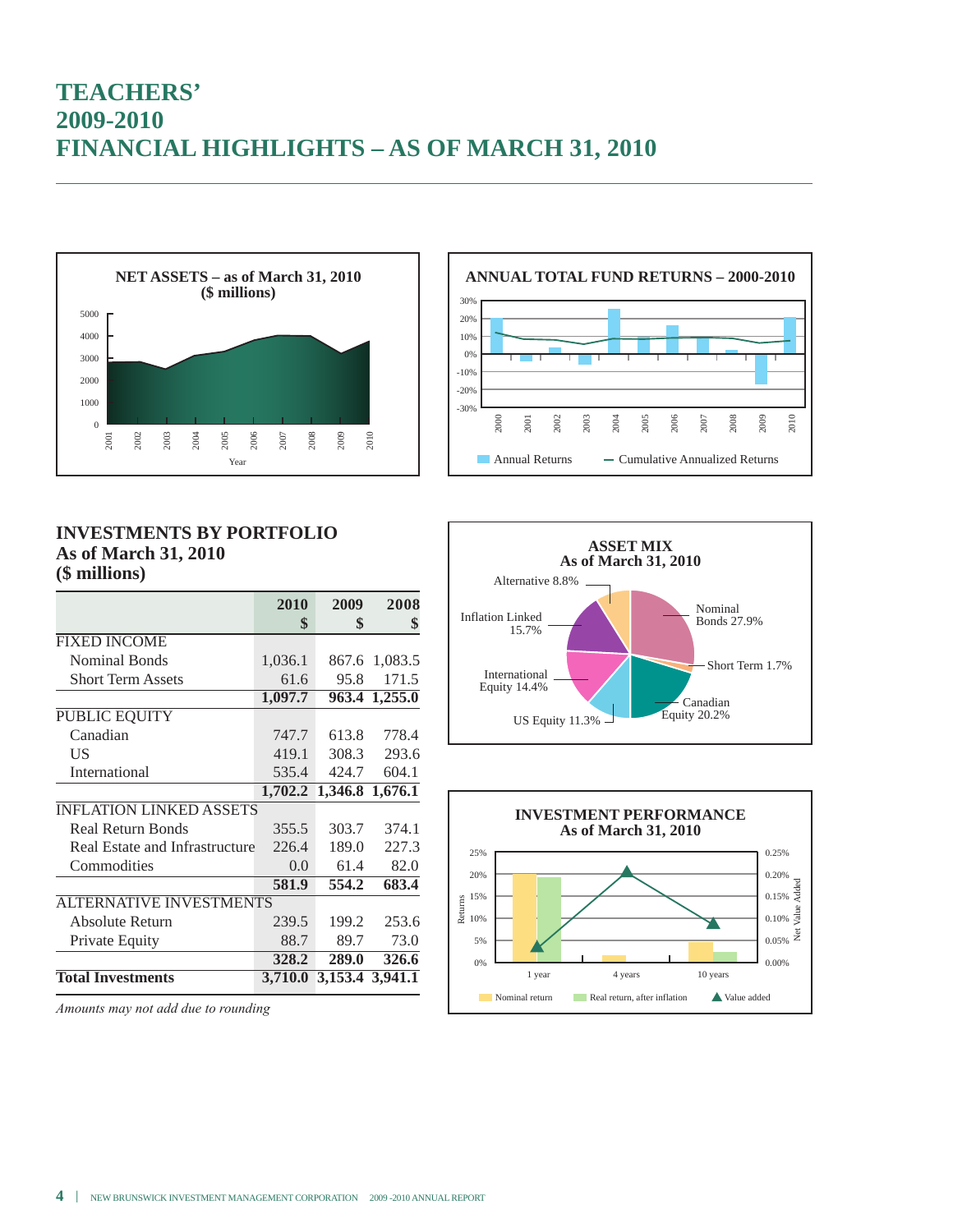# TEACHERS' 2009-2010 FINANCIAL HIGHLIGHTS – AS OF MARCH 31, 2010

**NET ASSETS – as of March 31, 2010 ($ millions)**

**ANNUAL TOTAL FUND RETURNS – 2000-2010**

Annual Returns — Cumulative Annualized Returns

## INVESTMENTS BY PORTFOLIO
### As of March 31, 2010
### ($ millions)

| | 2010 $ | 2009 $ | 2008 $ |
|---|---|---|---|
| FIXED INCOME | | | |
| Nominal Bonds | 1,036.1 | 867.6 | 1,083.5 |
| Short Term Assets | 61.6 | 95.8 | 171.5 |
| | **1,097.7** | **963.4** | **1,255.0** |
| PUBLIC EQUITY | | | |
| Canadian | 747.7 | 613.8 | 778.4 |
| US | 419.1 | 308.3 | 293.6 |
| International | 535.4 | 424.7 | 604.1 |
| | **1,702.2** | **1,346.8** | **1,676.1** |
| INFLATION LINKED ASSETS | | | |
| Real Return Bonds | 355.5 | 303.7 | 374.1 |
| Real Estate and Infrastructure | 226.4 | 189.0 | 227.3 |
| Commodities | 0.0 | 61.4 | 82.0 |
| | **581.9** | **554.2** | **683.4** |
| ALTERNATIVE INVESTMENTS | | | |
| Absolute Return | 239.5 | 199.2 | 253.6 |
| Private Equity | 88.7 | 89.7 | 73.0 |
| | **328.2** | **289.0** | **326.6** |
| **Total Investments** | **3,710.0** | **3,153.4** | **3,941.1** |

*Amounts may not add due to rounding*

**ASSET MIX As of March 31, 2010**

Nominal Bonds 27.9%, Short Term 1.7%, Canadian Equity 20.2%, US Equity 11.3%, International Equity 14.4%, Inflation Linked 15.7%, Alternative 8.8%

**INVESTMENT PERFORMANCE As of March 31, 2010**

Nominal return — Real return, after inflation — Value added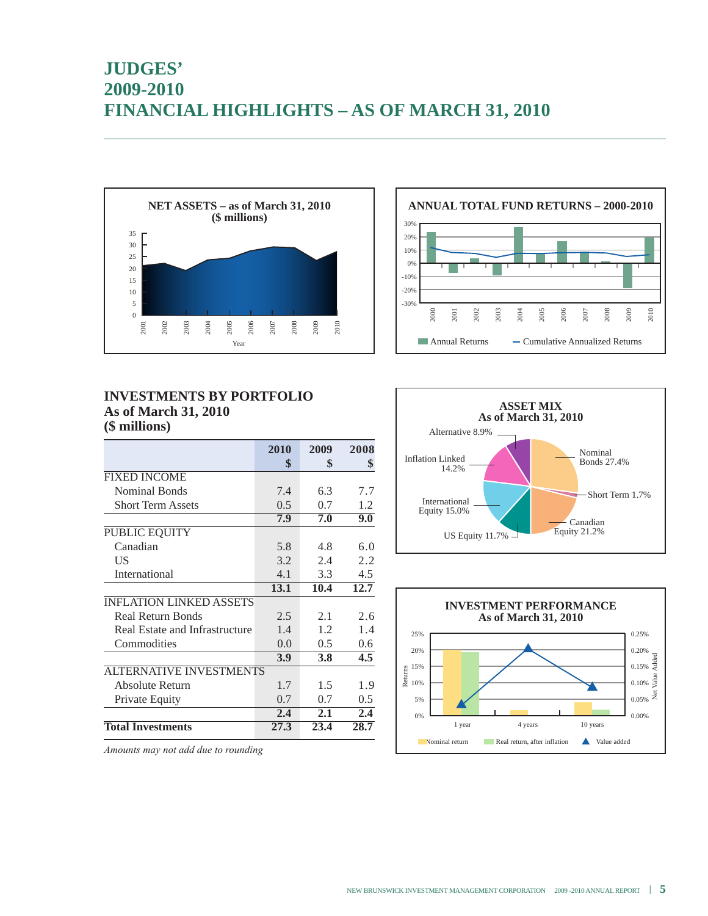# JUDGES'
# 2009-2010
# FINANCIAL HIGHLIGHTS – AS OF MARCH 31, 2010

**NET ASSETS – as of March 31, 2010 ($ millions)**

**ANNUAL TOTAL FUND RETURNS – 2000-2010**

## INVESTMENTS BY PORTFOLIO
### As of March 31, 2010
### ($ millions)

| | 2010 $ | 2009 $ | 2008 $ |
|---|---|---|---|
| FIXED INCOME | | | |
| Nominal Bonds | 7.4 | 6.3 | 7.7 |
| Short Term Assets | 0.5 | 0.7 | 1.2 |
| | **7.9** | **7.0** | **9.0** |
| PUBLIC EQUITY | | | |
| Canadian | 5.8 | 4.8 | 6.0 |
| US | 3.2 | 2.4 | 2.2 |
| International | 4.1 | 3.3 | 4.5 |
| | **13.1** | **10.4** | **12.7** |
| INFLATION LINKED ASSETS | | | |
| Real Return Bonds | 2.5 | 2.1 | 2.6 |
| Real Estate and Infrastructure | 1.4 | 1.2 | 1.4 |
| Commodities | 0.0 | 0.5 | 0.6 |
| | **3.9** | **3.8** | **4.5** |
| ALTERNATIVE INVESTMENTS | | | |
| Absolute Return | 1.7 | 1.5 | 1.9 |
| Private Equity | 0.7 | 0.7 | 0.5 |
| | **2.4** | **2.1** | **2.4** |
| **Total Investments** | **27.3** | **23.4** | **28.7** |

*Amounts may not add due to rounding*

**ASSET MIX As of March 31, 2010**

Nominal Bonds 27.4%; Short Term 1.7%; Canadian Equity 21.2%; US Equity 11.7%; International Equity 15.0%; Inflation Linked 14.2%; Alternative 8.9%

**INVESTMENT PERFORMANCE As of March 31, 2010**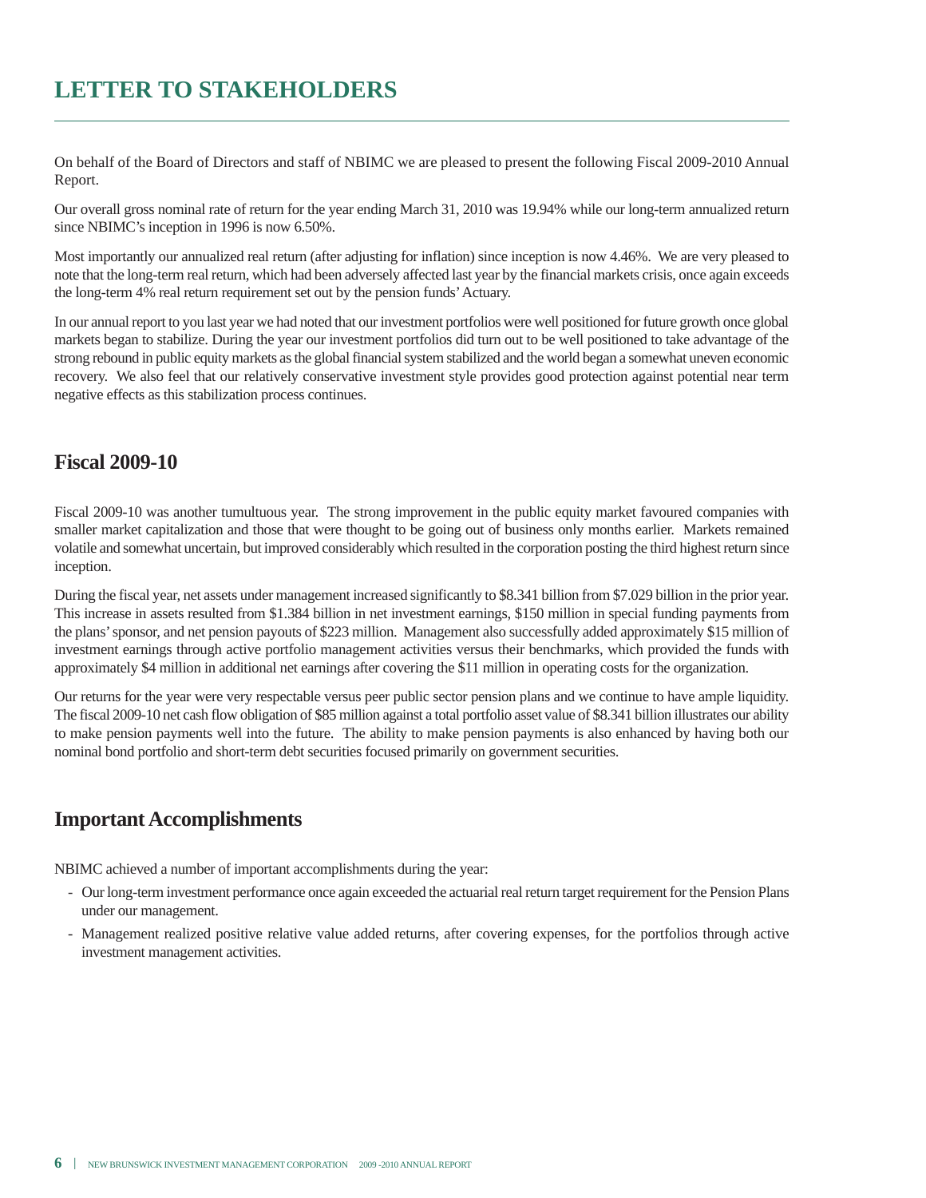# LETTER TO STAKEHOLDERS

On behalf of the Board of Directors and staff of NBIMC we are pleased to present the following Fiscal 2009-2010 Annual Report.

Our overall gross nominal rate of return for the year ending March 31, 2010 was 19.94% while our long-term annualized return since NBIMC's inception in 1996 is now 6.50%.

Most importantly our annualized real return (after adjusting for inflation) since inception is now 4.46%. We are very pleased to note that the long-term real return, which had been adversely affected last year by the financial markets crisis, once again exceeds the long-term 4% real return requirement set out by the pension funds' Actuary.

In our annual report to you last year we had noted that our investment portfolios were well positioned for future growth once global markets began to stabilize. During the year our investment portfolios did turn out to be well positioned to take advantage of the strong rebound in public equity markets as the global financial system stabilized and the world began a somewhat uneven economic recovery. We also feel that our relatively conservative investment style provides good protection against potential near term negative effects as this stabilization process continues.

## Fiscal 2009-10

Fiscal 2009-10 was another tumultuous year. The strong improvement in the public equity market favoured companies with smaller market capitalization and those that were thought to be going out of business only months earlier. Markets remained volatile and somewhat uncertain, but improved considerably which resulted in the corporation posting the third highest return since inception.

During the fiscal year, net assets under management increased significantly to $8.341 billion from $7.029 billion in the prior year. This increase in assets resulted from $1.384 billion in net investment earnings, $150 million in special funding payments from the plans' sponsor, and net pension payouts of $223 million. Management also successfully added approximately $15 million of investment earnings through active portfolio management activities versus their benchmarks, which provided the funds with approximately $4 million in additional net earnings after covering the $11 million in operating costs for the organization.

Our returns for the year were very respectable versus peer public sector pension plans and we continue to have ample liquidity. The fiscal 2009-10 net cash flow obligation of $85 million against a total portfolio asset value of $8.341 billion illustrates our ability to make pension payments well into the future. The ability to make pension payments is also enhanced by having both our nominal bond portfolio and short-term debt securities focused primarily on government securities.

## Important Accomplishments

NBIMC achieved a number of important accomplishments during the year:

- Our long-term investment performance once again exceeded the actuarial real return target requirement for the Pension Plans under our management.
- Management realized positive relative value added returns, after covering expenses, for the portfolios through active investment management activities.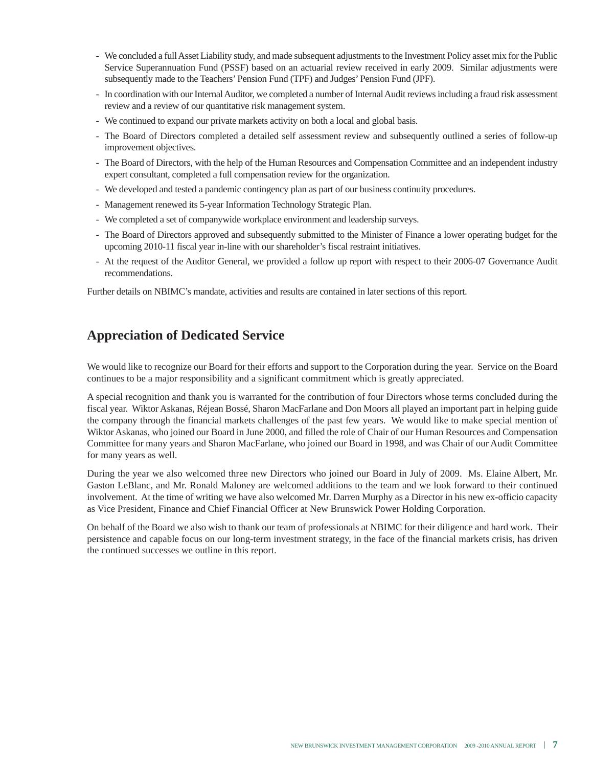- We concluded a full Asset Liability study, and made subsequent adjustments to the Investment Policy asset mix for the Public Service Superannuation Fund (PSSF) based on an actuarial review received in early 2009. Similar adjustments were subsequently made to the Teachers' Pension Fund (TPF) and Judges' Pension Fund (JPF).
- In coordination with our Internal Auditor, we completed a number of Internal Audit reviews including a fraud risk assessment review and a review of our quantitative risk management system.
- We continued to expand our private markets activity on both a local and global basis.
- The Board of Directors completed a detailed self assessment review and subsequently outlined a series of follow-up improvement objectives.
- The Board of Directors, with the help of the Human Resources and Compensation Committee and an independent industry expert consultant, completed a full compensation review for the organization.
- We developed and tested a pandemic contingency plan as part of our business continuity procedures.
- Management renewed its 5-year Information Technology Strategic Plan.
- We completed a set of companywide workplace environment and leadership surveys.
- The Board of Directors approved and subsequently submitted to the Minister of Finance a lower operating budget for the upcoming 2010-11 fiscal year in-line with our shareholder's fiscal restraint initiatives.
- At the request of the Auditor General, we provided a follow up report with respect to their 2006-07 Governance Audit recommendations.

Further details on NBIMC's mandate, activities and results are contained in later sections of this report.

## Appreciation of Dedicated Service

We would like to recognize our Board for their efforts and support to the Corporation during the year. Service on the Board continues to be a major responsibility and a significant commitment which is greatly appreciated.

A special recognition and thank you is warranted for the contribution of four Directors whose terms concluded during the fiscal year. Wiktor Askanas, Réjean Bossé, Sharon MacFarlane and Don Moors all played an important part in helping guide the company through the financial markets challenges of the past few years. We would like to make special mention of Wiktor Askanas, who joined our Board in June 2000, and filled the role of Chair of our Human Resources and Compensation Committee for many years and Sharon MacFarlane, who joined our Board in 1998, and was Chair of our Audit Committee for many years as well.

During the year we also welcomed three new Directors who joined our Board in July of 2009. Ms. Elaine Albert, Mr. Gaston LeBlanc, and Mr. Ronald Maloney are welcomed additions to the team and we look forward to their continued involvement. At the time of writing we have also welcomed Mr. Darren Murphy as a Director in his new ex-officio capacity as Vice President, Finance and Chief Financial Officer at New Brunswick Power Holding Corporation.

On behalf of the Board we also wish to thank our team of professionals at NBIMC for their diligence and hard work. Their persistence and capable focus on our long-term investment strategy, in the face of the financial markets crisis, has driven the continued successes we outline in this report.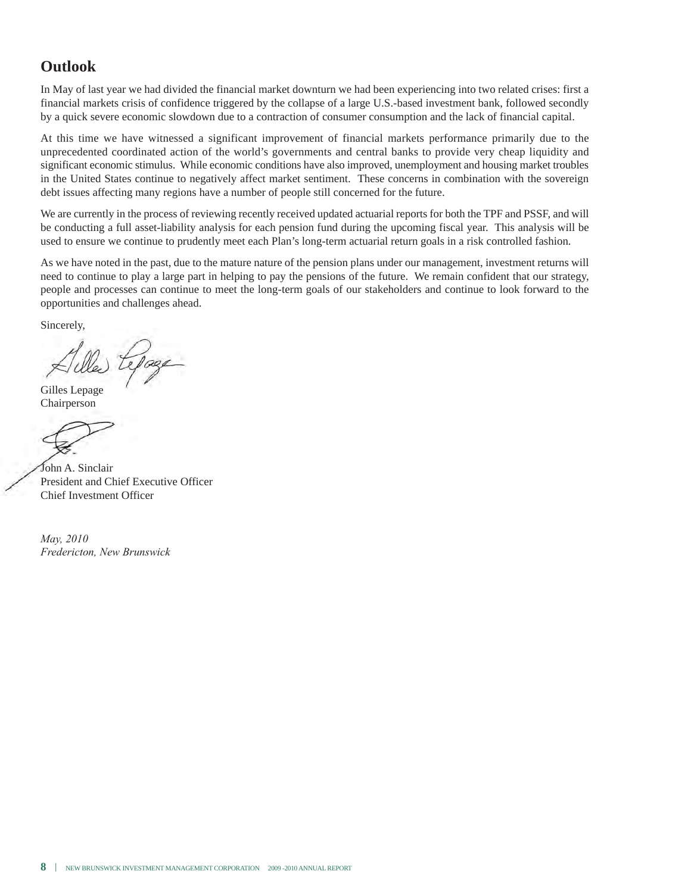## Outlook

In May of last year we had divided the financial market downturn we had been experiencing into two related crises: first a financial markets crisis of confidence triggered by the collapse of a large U.S.-based investment bank, followed secondly by a quick severe economic slowdown due to a contraction of consumer consumption and the lack of financial capital.

At this time we have witnessed a significant improvement of financial markets performance primarily due to the unprecedented coordinated action of the world's governments and central banks to provide very cheap liquidity and significant economic stimulus. While economic conditions have also improved, unemployment and housing market troubles in the United States continue to negatively affect market sentiment. These concerns in combination with the sovereign debt issues affecting many regions have a number of people still concerned for the future.

We are currently in the process of reviewing recently received updated actuarial reports for both the TPF and PSSF, and will be conducting a full asset-liability analysis for each pension fund during the upcoming fiscal year. This analysis will be used to ensure we continue to prudently meet each Plan's long-term actuarial return goals in a risk controlled fashion.

As we have noted in the past, due to the mature nature of the pension plans under our management, investment returns will need to continue to play a large part in helping to pay the pensions of the future. We remain confident that our strategy, people and processes can continue to meet the long-term goals of our stakeholders and continue to look forward to the opportunities and challenges ahead.

Sincerely,

Gilles Lepage
Chairperson

John A. Sinclair
President and Chief Executive Officer
Chief Investment Officer

*May, 2010*
*Fredericton, New Brunswick*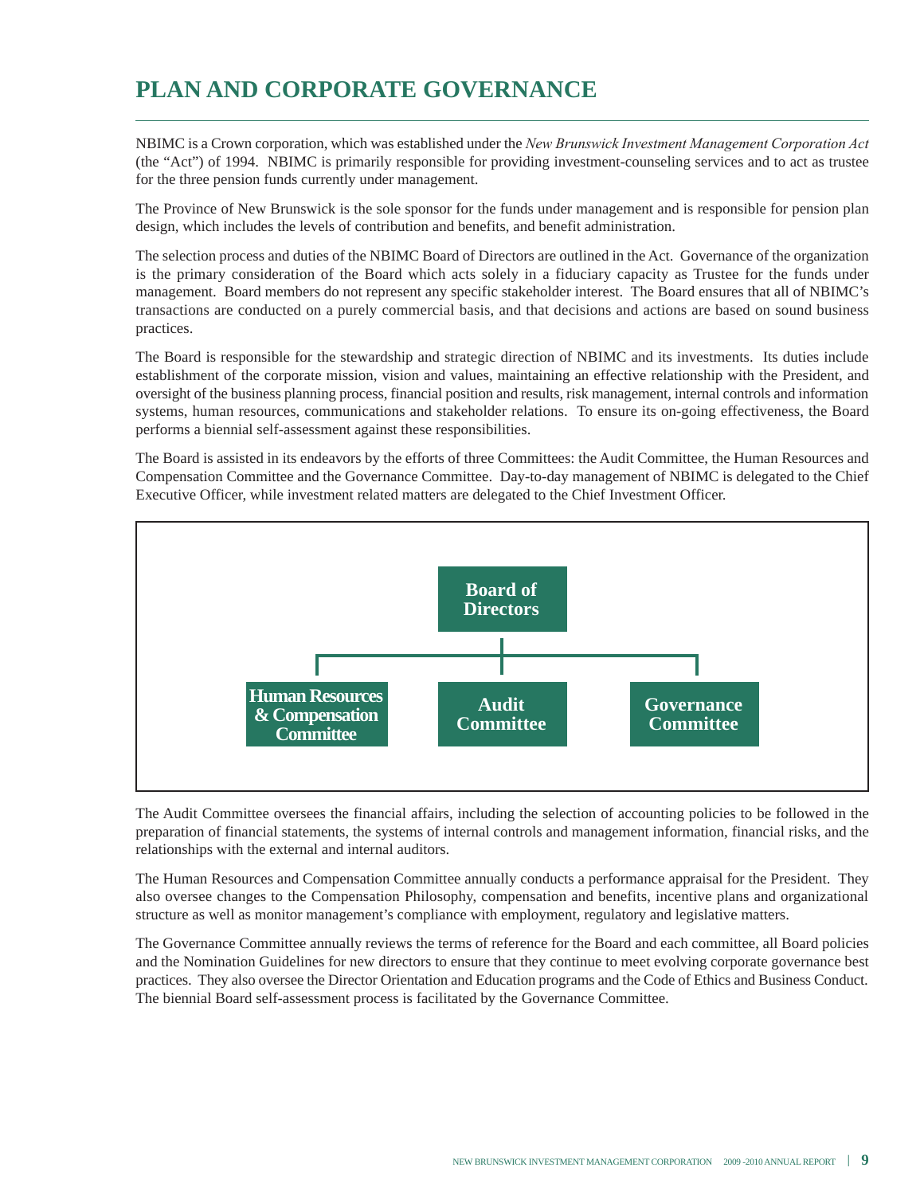# PLAN AND CORPORATE GOVERNANCE

NBIMC is a Crown corporation, which was established under the *New Brunswick Investment Management Corporation Act* (the "Act") of 1994. NBIMC is primarily responsible for providing investment-counseling services and to act as trustee for the three pension funds currently under management.

The Province of New Brunswick is the sole sponsor for the funds under management and is responsible for pension plan design, which includes the levels of contribution and benefits, and benefit administration.

The selection process and duties of the NBIMC Board of Directors are outlined in the Act. Governance of the organization is the primary consideration of the Board which acts solely in a fiduciary capacity as Trustee for the funds under management. Board members do not represent any specific stakeholder interest. The Board ensures that all of NBIMC's transactions are conducted on a purely commercial basis, and that decisions and actions are based on sound business practices.

The Board is responsible for the stewardship and strategic direction of NBIMC and its investments. Its duties include establishment of the corporate mission, vision and values, maintaining an effective relationship with the President, and oversight of the business planning process, financial position and results, risk management, internal controls and information systems, human resources, communications and stakeholder relations. To ensure its on-going effectiveness, the Board performs a biennial self-assessment against these responsibilities.

The Board is assisted in its endeavors by the efforts of three Committees: the Audit Committee, the Human Resources and Compensation Committee and the Governance Committee. Day-to-day management of NBIMC is delegated to the Chief Executive Officer, while investment related matters are delegated to the Chief Investment Officer.

**Board of Directors**

- **Human Resources & Compensation Committee**
- **Audit Committee**
- **Governance Committee**

The Audit Committee oversees the financial affairs, including the selection of accounting policies to be followed in the preparation of financial statements, the systems of internal controls and management information, financial risks, and the relationships with the external and internal auditors.

The Human Resources and Compensation Committee annually conducts a performance appraisal for the President. They also oversee changes to the Compensation Philosophy, compensation and benefits, incentive plans and organizational structure as well as monitor management's compliance with employment, regulatory and legislative matters.

The Governance Committee annually reviews the terms of reference for the Board and each committee, all Board policies and the Nomination Guidelines for new directors to ensure that they continue to meet evolving corporate governance best practices. They also oversee the Director Orientation and Education programs and the Code of Ethics and Business Conduct. The biennial Board self-assessment process is facilitated by the Governance Committee.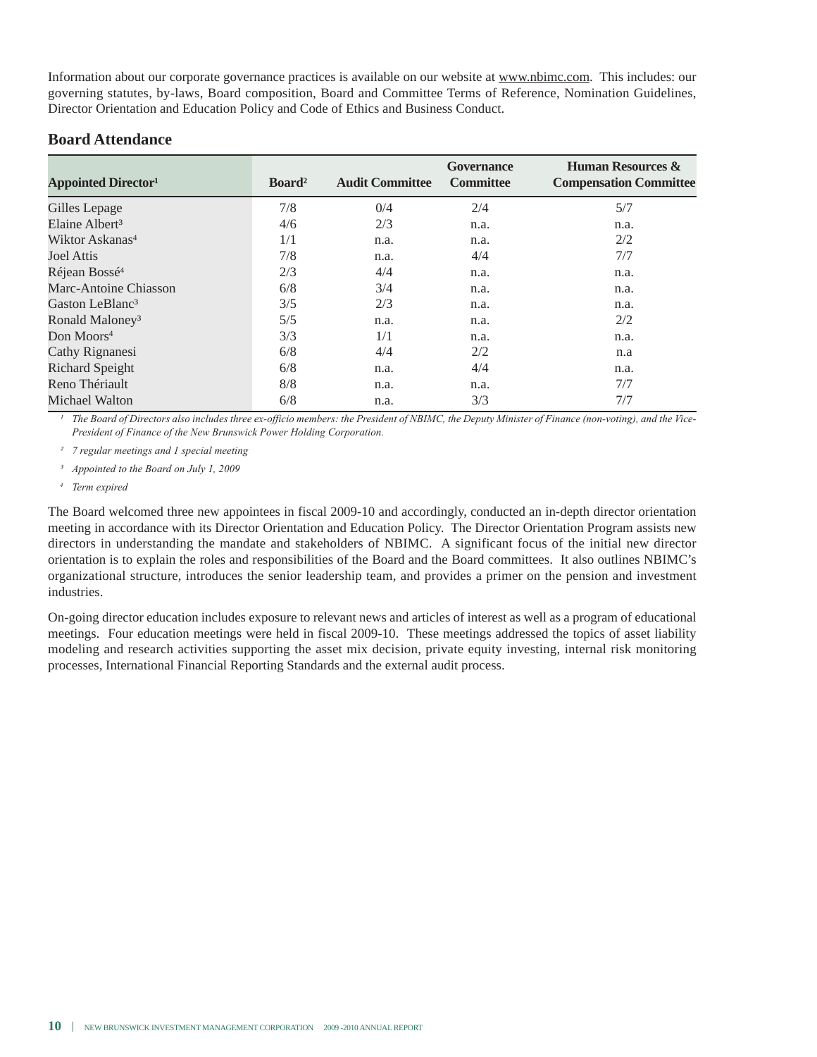Information about our corporate governance practices is available on our website at www.nbimc.com. This includes: our governing statutes, by-laws, Board composition, Board and Committee Terms of Reference, Nomination Guidelines, Director Orientation and Education Policy and Code of Ethics and Business Conduct.

## Board Attendance

| Appointed Director[1] | Board[2] | Audit Committee | Governance Committee | Human Resources & Compensation Committee |
|---|---|---|---|---|
| Gilles Lepage | 7/8 | 0/4 | 2/4 | 5/7 |
| Elaine Albert[3] | 4/6 | 2/3 | n.a. | n.a. |
| Wiktor Askanas[4] | 1/1 | n.a. | n.a. | 2/2 |
| Joel Attis | 7/8 | n.a. | 4/4 | 7/7 |
| Réjean Bossé[4] | 2/3 | 4/4 | n.a. | n.a. |
| Marc-Antoine Chiasson | 6/8 | 3/4 | n.a. | n.a. |
| Gaston LeBlanc[3] | 3/5 | 2/3 | n.a. | n.a. |
| Ronald Maloney[3] | 5/5 | n.a. | n.a. | 2/2 |
| Don Moors[4] | 3/3 | 1/1 | n.a. | n.a. |
| Cathy Rignanesi | 6/8 | 4/4 | 2/2 | n.a |
| Richard Speight | 6/8 | n.a. | 4/4 | n.a. |
| Reno Thériault | 8/8 | n.a. | n.a. | 7/7 |
| Michael Walton | 6/8 | n.a. | 3/3 | 7/7 |

*[1] The Board of Directors also includes three ex-officio members: the President of NBIMC, the Deputy Minister of Finance (non-voting), and the Vice-President of Finance of the New Brunswick Power Holding Corporation.*

*[2] 7 regular meetings and 1 special meeting*

*[3] Appointed to the Board on July 1, 2009*

*[4] Term expired*

The Board welcomed three new appointees in fiscal 2009-10 and accordingly, conducted an in-depth director orientation meeting in accordance with its Director Orientation and Education Policy. The Director Orientation Program assists new directors in understanding the mandate and stakeholders of NBIMC. A significant focus of the initial new director orientation is to explain the roles and responsibilities of the Board and the Board committees. It also outlines NBIMC's organizational structure, introduces the senior leadership team, and provides a primer on the pension and investment industries.

On-going director education includes exposure to relevant news and articles of interest as well as a program of educational meetings. Four education meetings were held in fiscal 2009-10. These meetings addressed the topics of asset liability modeling and research activities supporting the asset mix decision, private equity investing, internal risk monitoring processes, International Financial Reporting Standards and the external audit process.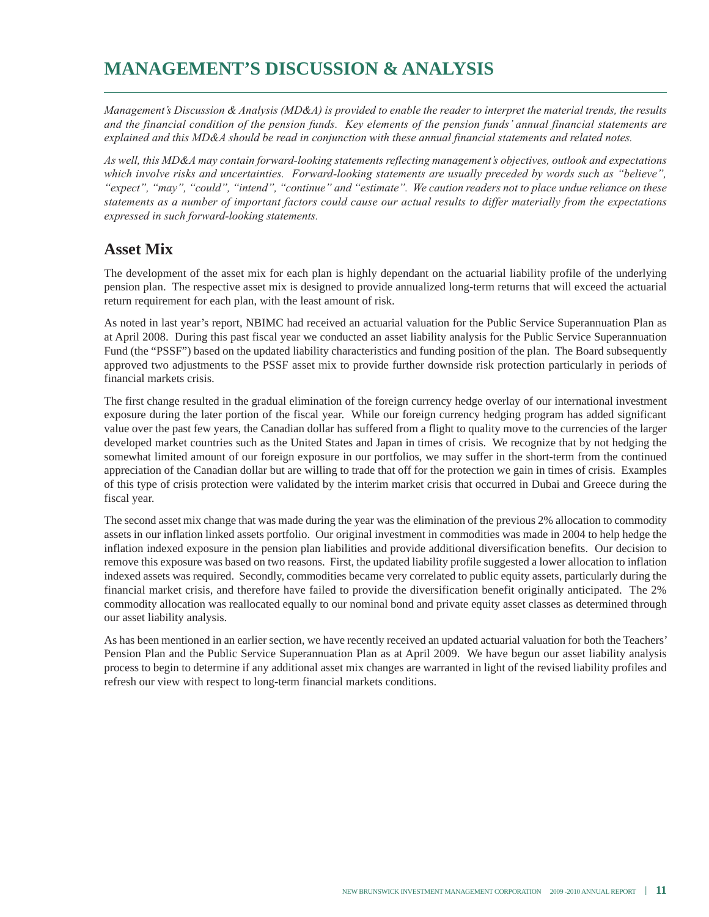# MANAGEMENT'S DISCUSSION & ANALYSIS

*Management's Discussion & Analysis (MD&A) is provided to enable the reader to interpret the material trends, the results and the financial condition of the pension funds. Key elements of the pension funds' annual financial statements are explained and this MD&A should be read in conjunction with these annual financial statements and related notes.*

*As well, this MD&A may contain forward-looking statements reflecting management's objectives, outlook and expectations which involve risks and uncertainties. Forward-looking statements are usually preceded by words such as "believe", "expect", "may", "could", "intend", "continue" and "estimate". We caution readers not to place undue reliance on these statements as a number of important factors could cause our actual results to differ materially from the expectations expressed in such forward-looking statements.*

## Asset Mix

The development of the asset mix for each plan is highly dependant on the actuarial liability profile of the underlying pension plan. The respective asset mix is designed to provide annualized long-term returns that will exceed the actuarial return requirement for each plan, with the least amount of risk.

As noted in last year's report, NBIMC had received an actuarial valuation for the Public Service Superannuation Plan as at April 2008. During this past fiscal year we conducted an asset liability analysis for the Public Service Superannuation Fund (the "PSSF") based on the updated liability characteristics and funding position of the plan. The Board subsequently approved two adjustments to the PSSF asset mix to provide further downside risk protection particularly in periods of financial markets crisis.

The first change resulted in the gradual elimination of the foreign currency hedge overlay of our international investment exposure during the later portion of the fiscal year. While our foreign currency hedging program has added significant value over the past few years, the Canadian dollar has suffered from a flight to quality move to the currencies of the larger developed market countries such as the United States and Japan in times of crisis. We recognize that by not hedging the somewhat limited amount of our foreign exposure in our portfolios, we may suffer in the short-term from the continued appreciation of the Canadian dollar but are willing to trade that off for the protection we gain in times of crisis. Examples of this type of crisis protection were validated by the interim market crisis that occurred in Dubai and Greece during the fiscal year.

The second asset mix change that was made during the year was the elimination of the previous 2% allocation to commodity assets in our inflation linked assets portfolio. Our original investment in commodities was made in 2004 to help hedge the inflation indexed exposure in the pension plan liabilities and provide additional diversification benefits. Our decision to remove this exposure was based on two reasons. First, the updated liability profile suggested a lower allocation to inflation indexed assets was required. Secondly, commodities became very correlated to public equity assets, particularly during the financial market crisis, and therefore have failed to provide the diversification benefit originally anticipated. The 2% commodity allocation was reallocated equally to our nominal bond and private equity asset classes as determined through our asset liability analysis.

As has been mentioned in an earlier section, we have recently received an updated actuarial valuation for both the Teachers' Pension Plan and the Public Service Superannuation Plan as at April 2009. We have begun our asset liability analysis process to begin to determine if any additional asset mix changes are warranted in light of the revised liability profiles and refresh our view with respect to long-term financial markets conditions.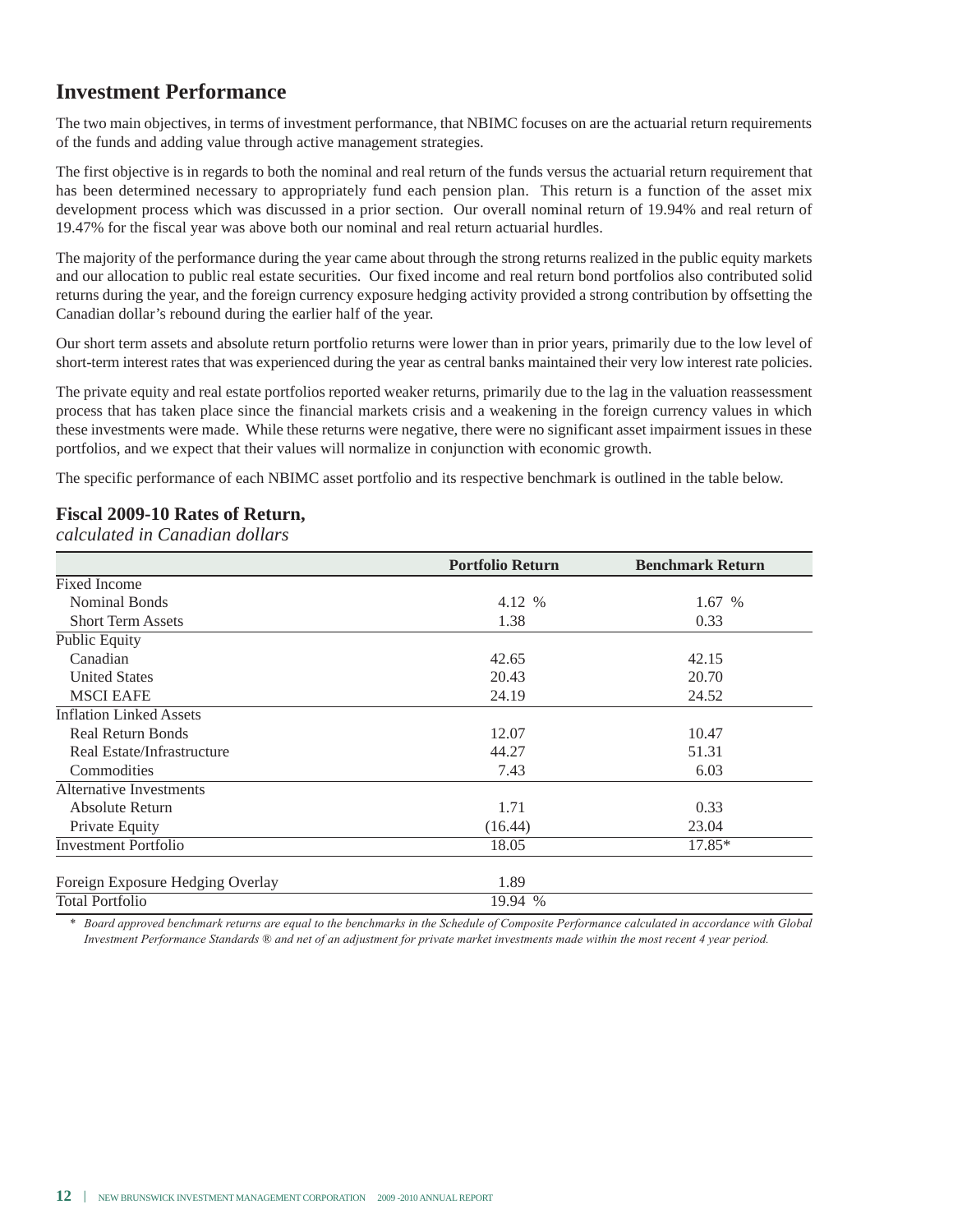## Investment Performance

The two main objectives, in terms of investment performance, that NBIMC focuses on are the actuarial return requirements of the funds and adding value through active management strategies.

The first objective is in regards to both the nominal and real return of the funds versus the actuarial return requirement that has been determined necessary to appropriately fund each pension plan. This return is a function of the asset mix development process which was discussed in a prior section. Our overall nominal return of 19.94% and real return of 19.47% for the fiscal year was above both our nominal and real return actuarial hurdles.

The majority of the performance during the year came about through the strong returns realized in the public equity markets and our allocation to public real estate securities. Our fixed income and real return bond portfolios also contributed solid returns during the year, and the foreign currency exposure hedging activity provided a strong contribution by offsetting the Canadian dollar's rebound during the earlier half of the year.

Our short term assets and absolute return portfolio returns were lower than in prior years, primarily due to the low level of short-term interest rates that was experienced during the year as central banks maintained their very low interest rate policies.

The private equity and real estate portfolios reported weaker returns, primarily due to the lag in the valuation reassessment process that has taken place since the financial markets crisis and a weakening in the foreign currency values in which these investments were made. While these returns were negative, there were no significant asset impairment issues in these portfolios, and we expect that their values will normalize in conjunction with economic growth.

The specific performance of each NBIMC asset portfolio and its respective benchmark is outlined in the table below.

### Fiscal 2009-10 Rates of Return,
*calculated in Canadian dollars*

| | Portfolio Return | Benchmark Return |
|---|---|---|
| Fixed Income | | |
| Nominal Bonds | 4.12 % | 1.67 % |
| Short Term Assets | 1.38 | 0.33 |
| Public Equity | | |
| Canadian | 42.65 | 42.15 |
| United States | 20.43 | 20.70 |
| MSCI EAFE | 24.19 | 24.52 |
| Inflation Linked Assets | | |
| Real Return Bonds | 12.07 | 10.47 |
| Real Estate/Infrastructure | 44.27 | 51.31 |
| Commodities | 7.43 | 6.03 |
| Alternative Investments | | |
| Absolute Return | 1.71 | 0.33 |
| Private Equity | (16.44) | 23.04 |
| Investment Portfolio | 18.05 | 17.85* |
| Foreign Exposure Hedging Overlay | 1.89 | |
| Total Portfolio | 19.94 % | |

\* *Board approved benchmark returns are equal to the benchmarks in the Schedule of Composite Performance calculated in accordance with Global Investment Performance Standards ® and net of an adjustment for private market investments made within the most recent 4 year period.*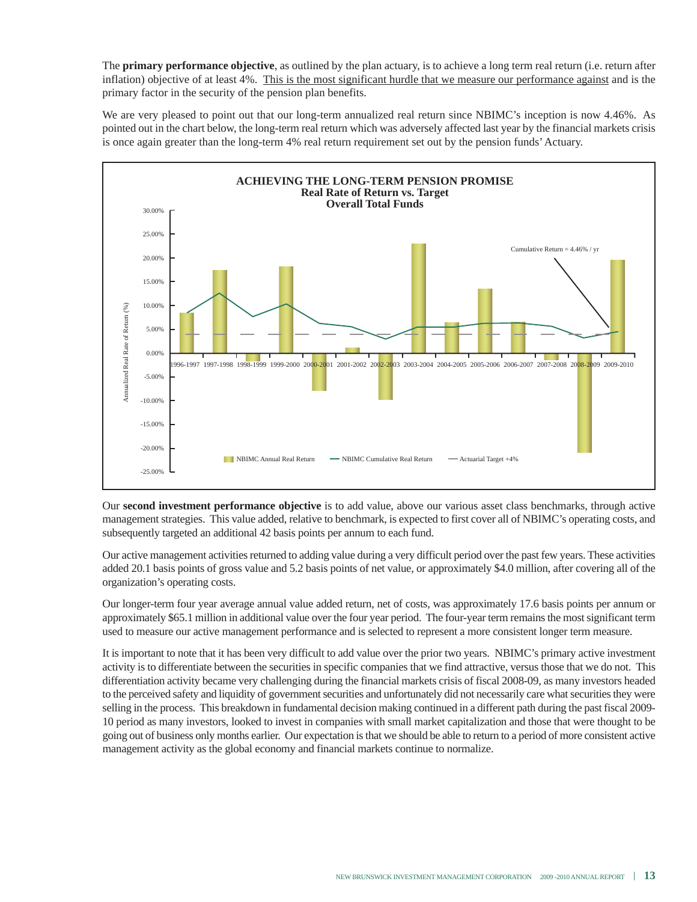The **primary performance objective**, as outlined by the plan actuary, is to achieve a long term real return (i.e. return after inflation) objective of at least 4%. <u>This is the most significant hurdle that we measure our performance against</u> and is the primary factor in the security of the pension plan benefits.

We are very pleased to point out that our long-term annualized real return since NBIMC's inception is now 4.46%. As pointed out in the chart below, the long-term real return which was adversely affected last year by the financial markets crisis is once again greater than the long-term 4% real return requirement set out by the pension funds' Actuary.

**ACHIEVING THE LONG-TERM PENSION PROMISE**
**Real Rate of Return vs. Target**
**Overall Total Funds**

Cumulative Return = 4.46% / yr

Legend: NBIMC Annual Real Return; NBIMC Cumulative Real Return; Actuarial Target +4%

Y-axis: Annualized Real Rate of Return (%), from -25.00% to 30.00%

X-axis: 1996-1997, 1997-1998, 1998-1999, 1999-2000, 2000-2001, 2001-2002, 2002-2003, 2003-2004, 2004-2005, 2005-2006, 2006-2007, 2007-2008, 2008-2009, 2009-2010

Our **second investment performance objective** is to add value, above our various asset class benchmarks, through active management strategies. This value added, relative to benchmark, is expected to first cover all of NBIMC's operating costs, and subsequently targeted an additional 42 basis points per annum to each fund.

Our active management activities returned to adding value during a very difficult period over the past few years. These activities added 20.1 basis points of gross value and 5.2 basis points of net value, or approximately $4.0 million, after covering all of the organization's operating costs.

Our longer-term four year average annual value added return, net of costs, was approximately 17.6 basis points per annum or approximately $65.1 million in additional value over the four year period. The four-year term remains the most significant term used to measure our active management performance and is selected to represent a more consistent longer term measure.

It is important to note that it has been very difficult to add value over the prior two years. NBIMC's primary active investment activity is to differentiate between the securities in specific companies that we find attractive, versus those that we do not. This differentiation activity became very challenging during the financial markets crisis of fiscal 2008-09, as many investors headed to the perceived safety and liquidity of government securities and unfortunately did not necessarily care what securities they were selling in the process. This breakdown in fundamental decision making continued in a different path during the past fiscal 2009-10 period as many investors, looked to invest in companies with small market capitalization and those that were thought to be going out of business only months earlier. Our expectation is that we should be able to return to a period of more consistent active management activity as the global economy and financial markets continue to normalize.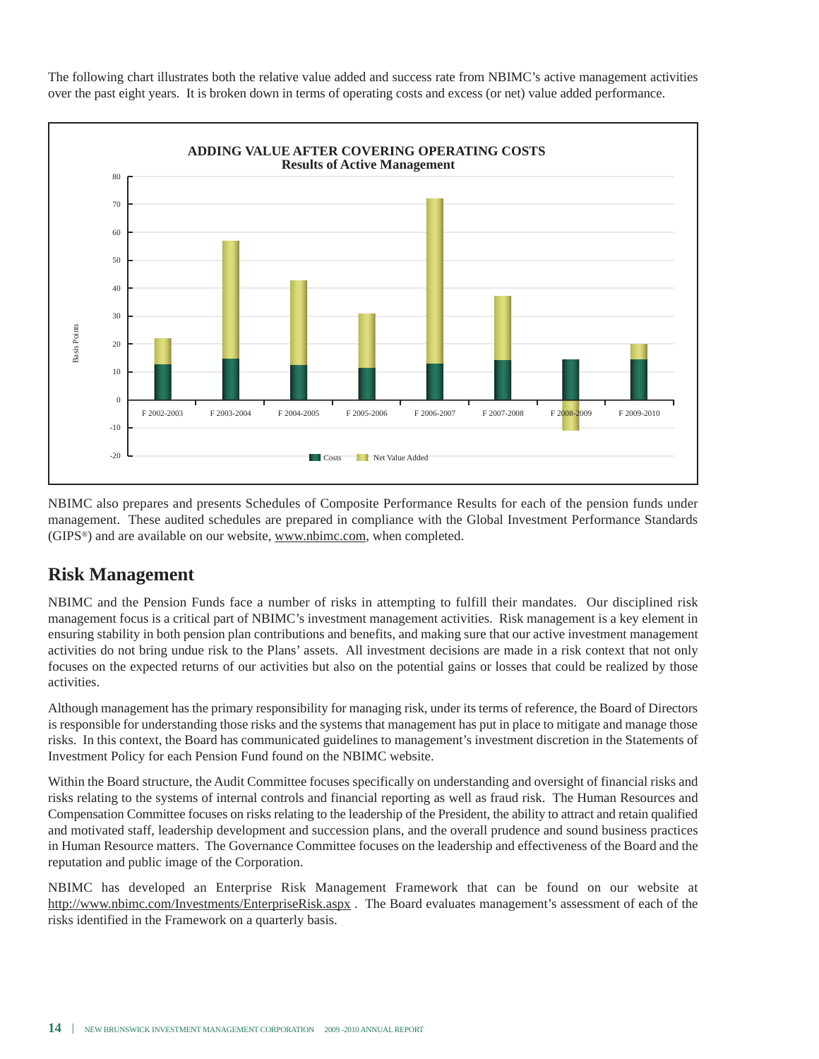The following chart illustrates both the relative value added and success rate from NBIMC's active management activities over the past eight years. It is broken down in terms of operating costs and excess (or net) value added performance.

**ADDING VALUE AFTER COVERING OPERATING COSTS**
**Results of Active Management**

NBIMC also prepares and presents Schedules of Composite Performance Results for each of the pension funds under management. These audited schedules are prepared in compliance with the Global Investment Performance Standards (GIPS®) and are available on our website, www.nbimc.com, when completed.

## Risk Management

NBIMC and the Pension Funds face a number of risks in attempting to fulfill their mandates. Our disciplined risk management focus is a critical part of NBIMC's investment management activities. Risk management is a key element in ensuring stability in both pension plan contributions and benefits, and making sure that our active investment management activities do not bring undue risk to the Plans' assets. All investment decisions are made in a risk context that not only focuses on the expected returns of our activities but also on the potential gains or losses that could be realized by those activities.

Although management has the primary responsibility for managing risk, under its terms of reference, the Board of Directors is responsible for understanding those risks and the systems that management has put in place to mitigate and manage those risks. In this context, the Board has communicated guidelines to management's investment discretion in the Statements of Investment Policy for each Pension Fund found on the NBIMC website.

Within the Board structure, the Audit Committee focuses specifically on understanding and oversight of financial risks and risks relating to the systems of internal controls and financial reporting as well as fraud risk. The Human Resources and Compensation Committee focuses on risks relating to the leadership of the President, the ability to attract and retain qualified and motivated staff, leadership development and succession plans, and the overall prudence and sound business practices in Human Resource matters. The Governance Committee focuses on the leadership and effectiveness of the Board and the reputation and public image of the Corporation.

NBIMC has developed an Enterprise Risk Management Framework that can be found on our website at http://www.nbimc.com/Investments/EnterpriseRisk.aspx . The Board evaluates management's assessment of each of the risks identified in the Framework on a quarterly basis.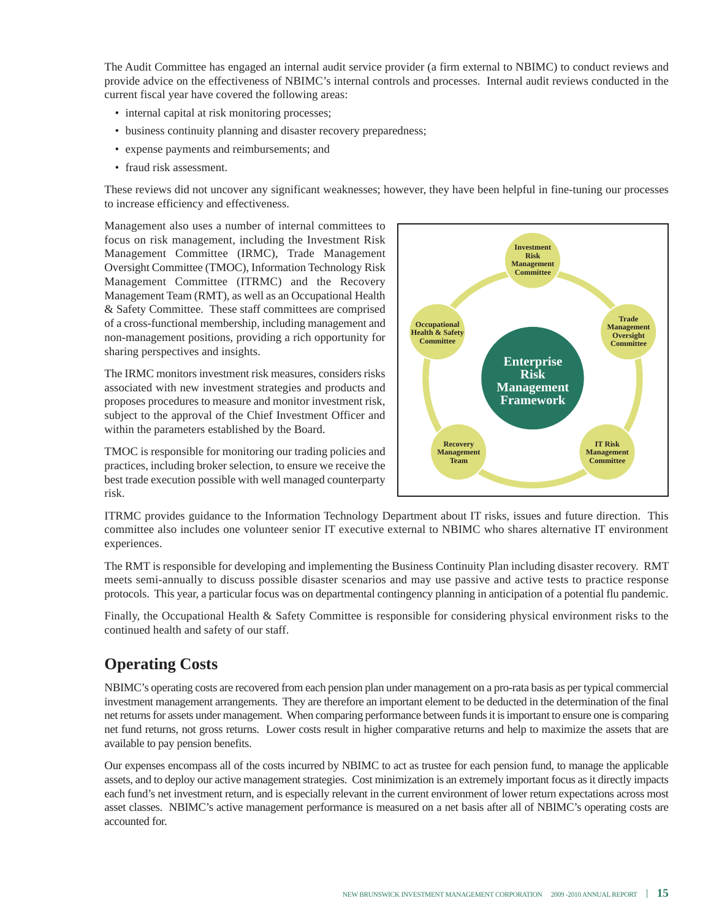The Audit Committee has engaged an internal audit service provider (a firm external to NBIMC) to conduct reviews and provide advice on the effectiveness of NBIMC's internal controls and processes. Internal audit reviews conducted in the current fiscal year have covered the following areas:

- internal capital at risk monitoring processes;
- business continuity planning and disaster recovery preparedness;
- expense payments and reimbursements; and
- fraud risk assessment.

These reviews did not uncover any significant weaknesses; however, they have been helpful in fine-tuning our processes to increase efficiency and effectiveness.

Management also uses a number of internal committees to focus on risk management, including the Investment Risk Management Committee (IRMC), Trade Management Oversight Committee (TMOC), Information Technology Risk Management Committee (ITRMC) and the Recovery Management Team (RMT), as well as an Occupational Health & Safety Committee. These staff committees are comprised of a cross-functional membership, including management and non-management positions, providing a rich opportunity for sharing perspectives and insights.

Enterprise Risk Management Framework: Investment Risk Management Committee; Trade Management Oversight Committee; IT Risk Management Committee; Recovery Management Team; Occupational Health & Safety Committee

The IRMC monitors investment risk measures, considers risks associated with new investment strategies and products and proposes procedures to measure and monitor investment risk, subject to the approval of the Chief Investment Officer and within the parameters established by the Board.

TMOC is responsible for monitoring our trading policies and practices, including broker selection, to ensure we receive the best trade execution possible with well managed counterparty risk.

ITRMC provides guidance to the Information Technology Department about IT risks, issues and future direction. This committee also includes one volunteer senior IT executive external to NBIMC who shares alternative IT environment experiences.

The RMT is responsible for developing and implementing the Business Continuity Plan including disaster recovery. RMT meets semi-annually to discuss possible disaster scenarios and may use passive and active tests to practice response protocols. This year, a particular focus was on departmental contingency planning in anticipation of a potential flu pandemic.

Finally, the Occupational Health & Safety Committee is responsible for considering physical environment risks to the continued health and safety of our staff.

## Operating Costs

NBIMC's operating costs are recovered from each pension plan under management on a pro-rata basis as per typical commercial investment management arrangements. They are therefore an important element to be deducted in the determination of the final net returns for assets under management. When comparing performance between funds it is important to ensure one is comparing net fund returns, not gross returns. Lower costs result in higher comparative returns and help to maximize the assets that are available to pay pension benefits.

Our expenses encompass all of the costs incurred by NBIMC to act as trustee for each pension fund, to manage the applicable assets, and to deploy our active management strategies. Cost minimization is an extremely important focus as it directly impacts each fund's net investment return, and is especially relevant in the current environment of lower return expectations across most asset classes. NBIMC's active management performance is measured on a net basis after all of NBIMC's operating costs are accounted for.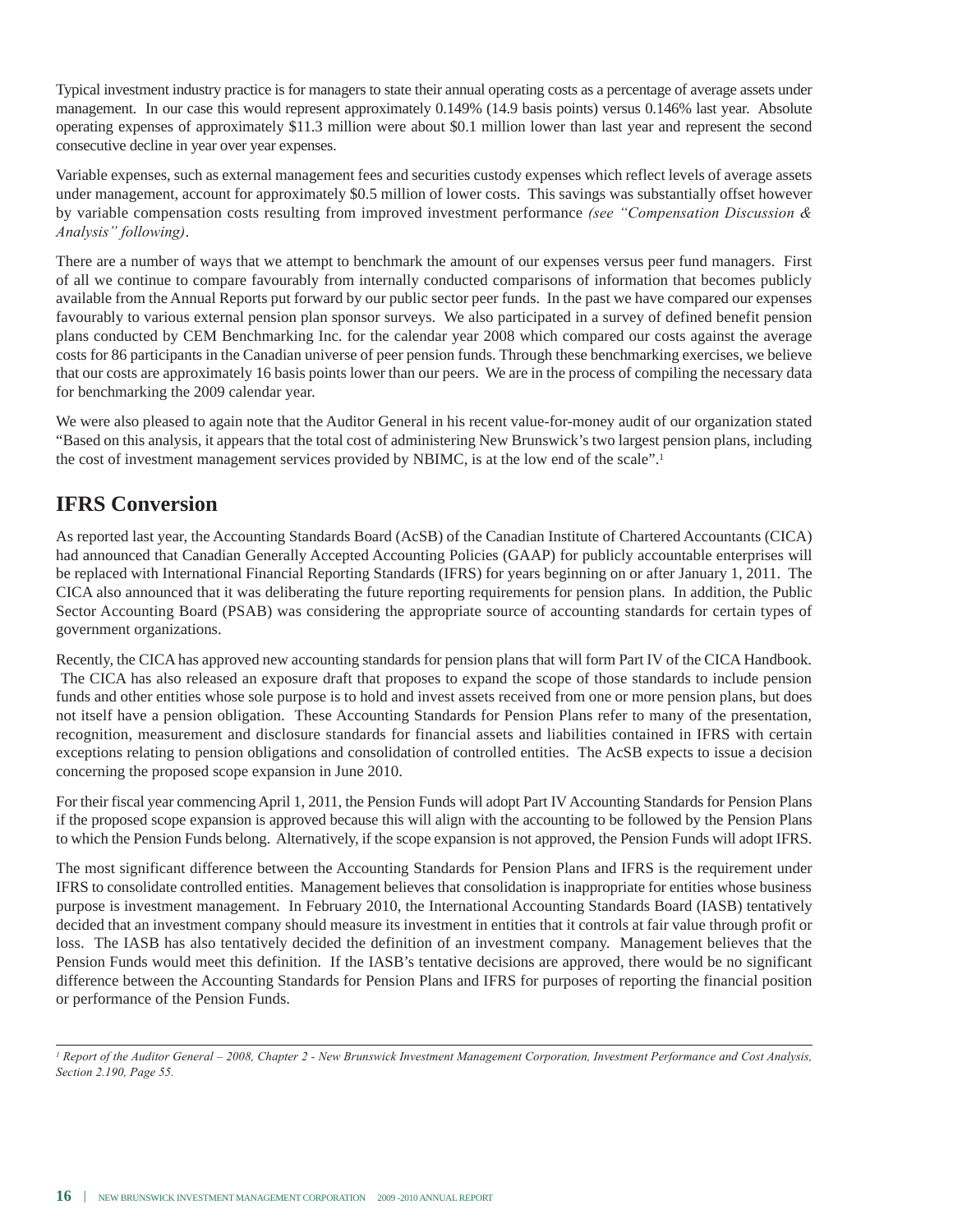Typical investment industry practice is for managers to state their annual operating costs as a percentage of average assets under management. In our case this would represent approximately 0.149% (14.9 basis points) versus 0.146% last year. Absolute operating expenses of approximately $11.3 million were about $0.1 million lower than last year and represent the second consecutive decline in year over year expenses.

Variable expenses, such as external management fees and securities custody expenses which reflect levels of average assets under management, account for approximately $0.5 million of lower costs. This savings was substantially offset however by variable compensation costs resulting from improved investment performance *(see "Compensation Discussion & Analysis" following)*.

There are a number of ways that we attempt to benchmark the amount of our expenses versus peer fund managers. First of all we continue to compare favourably from internally conducted comparisons of information that becomes publicly available from the Annual Reports put forward by our public sector peer funds. In the past we have compared our expenses favourably to various external pension plan sponsor surveys. We also participated in a survey of defined benefit pension plans conducted by CEM Benchmarking Inc. for the calendar year 2008 which compared our costs against the average costs for 86 participants in the Canadian universe of peer pension funds. Through these benchmarking exercises, we believe that our costs are approximately 16 basis points lower than our peers. We are in the process of compiling the necessary data for benchmarking the 2009 calendar year.

We were also pleased to again note that the Auditor General in his recent value-for-money audit of our organization stated "Based on this analysis, it appears that the total cost of administering New Brunswick's two largest pension plans, including the cost of investment management services provided by NBIMC, is at the low end of the scale".[1]

## IFRS Conversion

As reported last year, the Accounting Standards Board (AcSB) of the Canadian Institute of Chartered Accountants (CICA) had announced that Canadian Generally Accepted Accounting Policies (GAAP) for publicly accountable enterprises will be replaced with International Financial Reporting Standards (IFRS) for years beginning on or after January 1, 2011. The CICA also announced that it was deliberating the future reporting requirements for pension plans. In addition, the Public Sector Accounting Board (PSAB) was considering the appropriate source of accounting standards for certain types of government organizations.

Recently, the CICA has approved new accounting standards for pension plans that will form Part IV of the CICA Handbook. The CICA has also released an exposure draft that proposes to expand the scope of those standards to include pension funds and other entities whose sole purpose is to hold and invest assets received from one or more pension plans, but does not itself have a pension obligation. These Accounting Standards for Pension Plans refer to many of the presentation, recognition, measurement and disclosure standards for financial assets and liabilities contained in IFRS with certain exceptions relating to pension obligations and consolidation of controlled entities. The AcSB expects to issue a decision concerning the proposed scope expansion in June 2010.

For their fiscal year commencing April 1, 2011, the Pension Funds will adopt Part IV Accounting Standards for Pension Plans if the proposed scope expansion is approved because this will align with the accounting to be followed by the Pension Plans to which the Pension Funds belong. Alternatively, if the scope expansion is not approved, the Pension Funds will adopt IFRS.

The most significant difference between the Accounting Standards for Pension Plans and IFRS is the requirement under IFRS to consolidate controlled entities. Management believes that consolidation is inappropriate for entities whose business purpose is investment management. In February 2010, the International Accounting Standards Board (IASB) tentatively decided that an investment company should measure its investment in entities that it controls at fair value through profit or loss. The IASB has also tentatively decided the definition of an investment company. Management believes that the Pension Funds would meet this definition. If the IASB's tentative decisions are approved, there would be no significant difference between the Accounting Standards for Pension Plans and IFRS for purposes of reporting the financial position or performance of the Pension Funds.

---

*[1] Report of the Auditor General – 2008, Chapter 2 - New Brunswick Investment Management Corporation, Investment Performance and Cost Analysis, Section 2.190, Page 55.*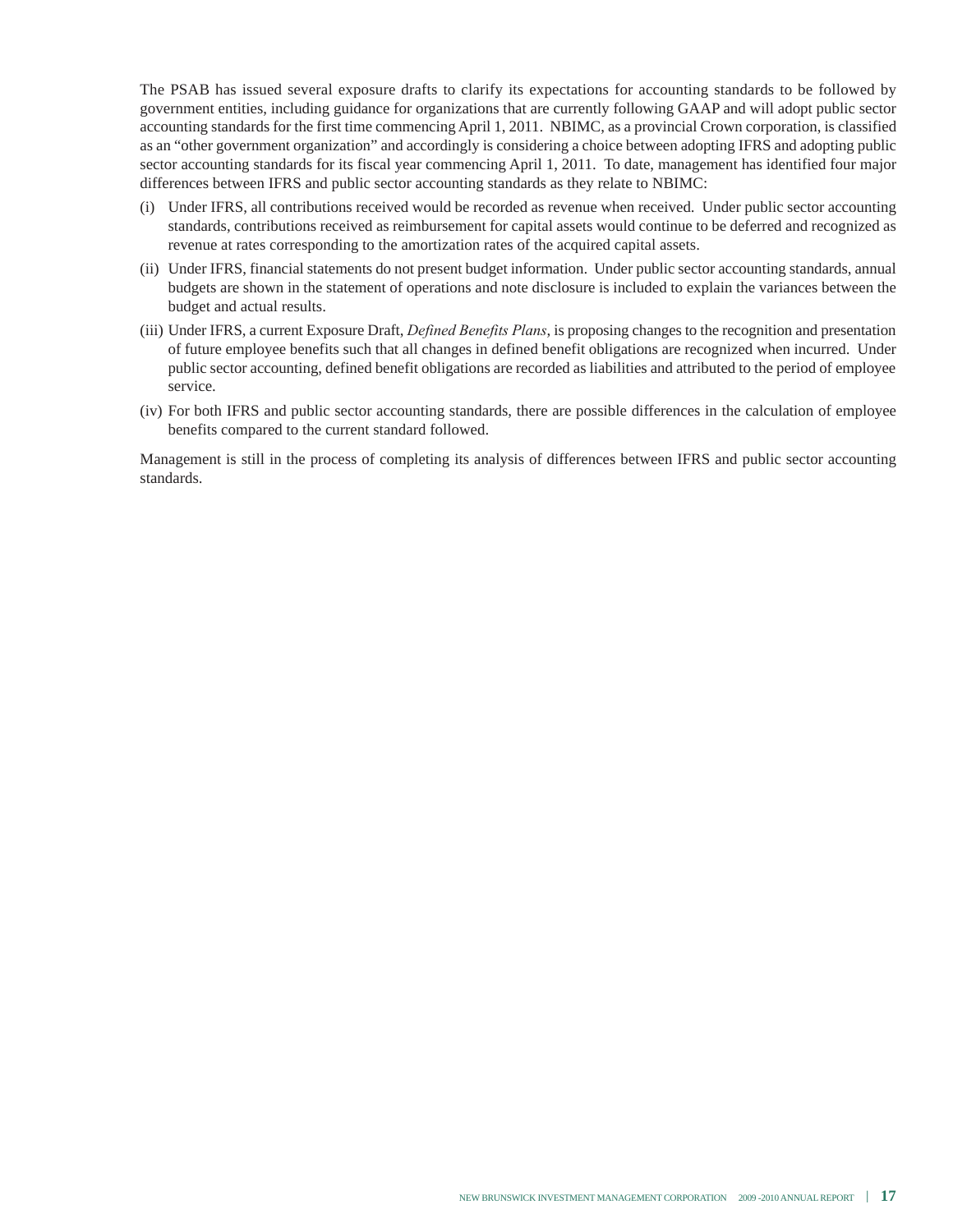The PSAB has issued several exposure drafts to clarify its expectations for accounting standards to be followed by government entities, including guidance for organizations that are currently following GAAP and will adopt public sector accounting standards for the first time commencing April 1, 2011. NBIMC, as a provincial Crown corporation, is classified as an "other government organization" and accordingly is considering a choice between adopting IFRS and adopting public sector accounting standards for its fiscal year commencing April 1, 2011. To date, management has identified four major differences between IFRS and public sector accounting standards as they relate to NBIMC:

(i) Under IFRS, all contributions received would be recorded as revenue when received. Under public sector accounting standards, contributions received as reimbursement for capital assets would continue to be deferred and recognized as revenue at rates corresponding to the amortization rates of the acquired capital assets.

(ii) Under IFRS, financial statements do not present budget information. Under public sector accounting standards, annual budgets are shown in the statement of operations and note disclosure is included to explain the variances between the budget and actual results.

(iii) Under IFRS, a current Exposure Draft, *Defined Benefits Plans*, is proposing changes to the recognition and presentation of future employee benefits such that all changes in defined benefit obligations are recognized when incurred. Under public sector accounting, defined benefit obligations are recorded as liabilities and attributed to the period of employee service.

(iv) For both IFRS and public sector accounting standards, there are possible differences in the calculation of employee benefits compared to the current standard followed.

Management is still in the process of completing its analysis of differences between IFRS and public sector accounting standards.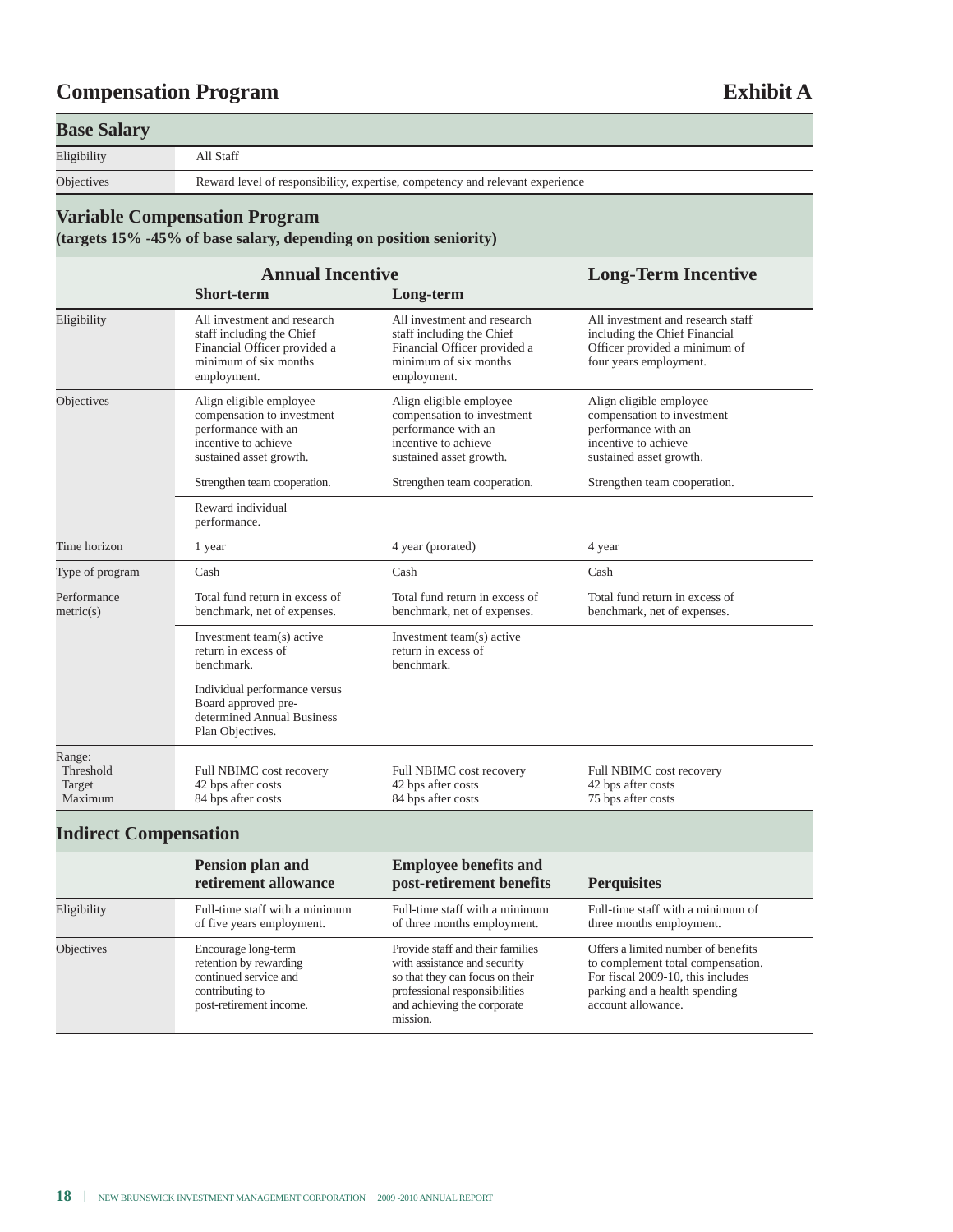# Compensation Program

**Exhibit A**

## Base Salary

| | |
|---|---|
| Eligibility | All Staff |
| Objectives | Reward level of responsibility, expertise, competency and relevant experience |

## Variable Compensation Program

**(targets 15% -45% of base salary, depending on position seniority)**

| | Annual Incentive | | Long-Term Incentive |
|---|---|---|---|
| | **Short-term** | **Long-term** | |
| Eligibility | All investment and research staff including the Chief Financial Officer provided a minimum of six months employment. | All investment and research staff including the Chief Financial Officer provided a minimum of six months employment. | All investment and research staff including the Chief Financial Officer provided a minimum of four years employment. |
| Objectives | Align eligible employee compensation to investment performance with an incentive to achieve sustained asset growth. | Align eligible employee compensation to investment performance with an incentive to achieve sustained asset growth. | Align eligible employee compensation to investment performance with an incentive to achieve sustained asset growth. |
| | Strengthen team cooperation. | Strengthen team cooperation. | Strengthen team cooperation. |
| | Reward individual performance. | | |
| Time horizon | 1 year | 4 year (prorated) | 4 year |
| Type of program | Cash | Cash | Cash |
| Performance metric(s) | Total fund return in excess of benchmark, net of expenses. | Total fund return in excess of benchmark, net of expenses. | Total fund return in excess of benchmark, net of expenses. |
| | Investment team(s) active return in excess of benchmark. | Investment team(s) active return in excess of benchmark. | |
| | Individual performance versus Board approved pre-determined Annual Business Plan Objectives. | | |
| Range: | | | |
| Threshold | Full NBIMC cost recovery | Full NBIMC cost recovery | Full NBIMC cost recovery |
| Target | 42 bps after costs | 42 bps after costs | 42 bps after costs |
| Maximum | 84 bps after costs | 84 bps after costs | 75 bps after costs |

## Indirect Compensation

| | Pension plan and retirement allowance | Employee benefits and post-retirement benefits | Perquisites |
|---|---|---|---|
| Eligibility | Full-time staff with a minimum of five years employment. | Full-time staff with a minimum of three months employment. | Full-time staff with a minimum of three months employment. |
| Objectives | Encourage long-term retention by rewarding continued service and contributing to post-retirement income. | Provide staff and their families with assistance and security so that they can focus on their professional responsibilities and achieving the corporate mission. | Offers a limited number of benefits to complement total compensation. For fiscal 2009-10, this includes parking and a health spending account allowance. |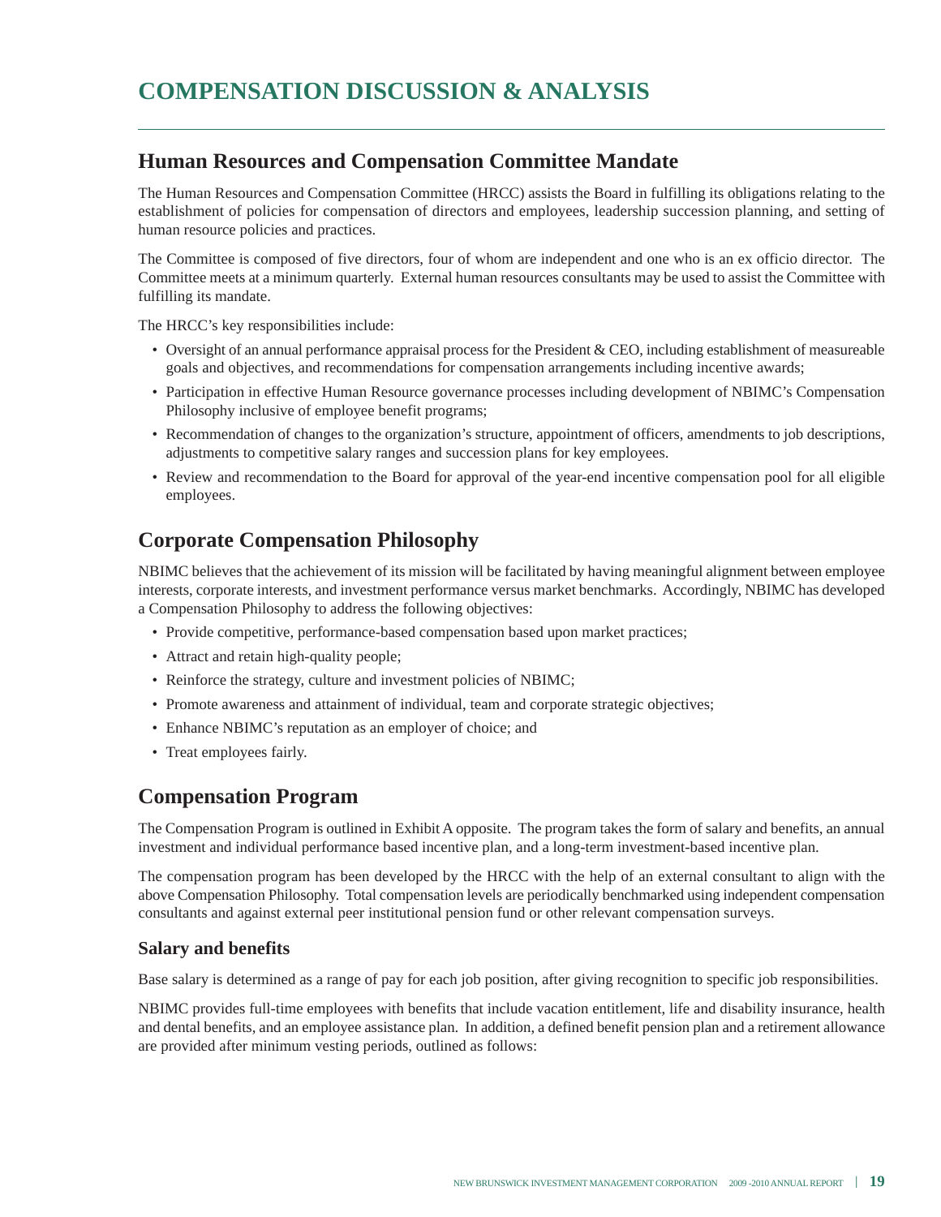# COMPENSATION DISCUSSION & ANALYSIS

## Human Resources and Compensation Committee Mandate

The Human Resources and Compensation Committee (HRCC) assists the Board in fulfilling its obligations relating to the establishment of policies for compensation of directors and employees, leadership succession planning, and setting of human resource policies and practices.

The Committee is composed of five directors, four of whom are independent and one who is an ex officio director. The Committee meets at a minimum quarterly. External human resources consultants may be used to assist the Committee with fulfilling its mandate.

The HRCC's key responsibilities include:

- Oversight of an annual performance appraisal process for the President & CEO, including establishment of measureable goals and objectives, and recommendations for compensation arrangements including incentive awards;
- Participation in effective Human Resource governance processes including development of NBIMC's Compensation Philosophy inclusive of employee benefit programs;
- Recommendation of changes to the organization's structure, appointment of officers, amendments to job descriptions, adjustments to competitive salary ranges and succession plans for key employees.
- Review and recommendation to the Board for approval of the year-end incentive compensation pool for all eligible employees.

## Corporate Compensation Philosophy

NBIMC believes that the achievement of its mission will be facilitated by having meaningful alignment between employee interests, corporate interests, and investment performance versus market benchmarks. Accordingly, NBIMC has developed a Compensation Philosophy to address the following objectives:

- Provide competitive, performance-based compensation based upon market practices;
- Attract and retain high-quality people;
- Reinforce the strategy, culture and investment policies of NBIMC;
- Promote awareness and attainment of individual, team and corporate strategic objectives;
- Enhance NBIMC's reputation as an employer of choice; and
- Treat employees fairly.

## Compensation Program

The Compensation Program is outlined in Exhibit A opposite. The program takes the form of salary and benefits, an annual investment and individual performance based incentive plan, and a long-term investment-based incentive plan.

The compensation program has been developed by the HRCC with the help of an external consultant to align with the above Compensation Philosophy. Total compensation levels are periodically benchmarked using independent compensation consultants and against external peer institutional pension fund or other relevant compensation surveys.

### Salary and benefits

Base salary is determined as a range of pay for each job position, after giving recognition to specific job responsibilities.

NBIMC provides full-time employees with benefits that include vacation entitlement, life and disability insurance, health and dental benefits, and an employee assistance plan. In addition, a defined benefit pension plan and a retirement allowance are provided after minimum vesting periods, outlined as follows: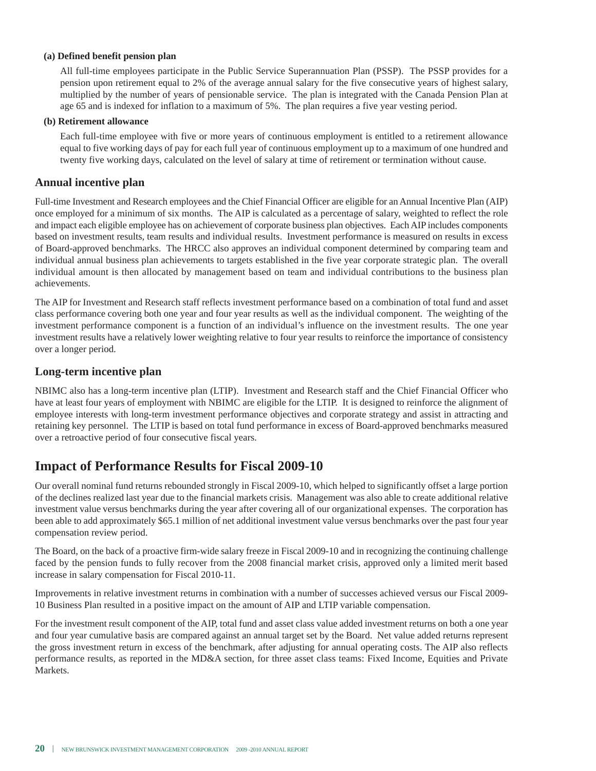**(a) Defined benefit pension plan**

All full-time employees participate in the Public Service Superannuation Plan (PSSP). The PSSP provides for a pension upon retirement equal to 2% of the average annual salary for the five consecutive years of highest salary, multiplied by the number of years of pensionable service. The plan is integrated with the Canada Pension Plan at age 65 and is indexed for inflation to a maximum of 5%. The plan requires a five year vesting period.

**(b) Retirement allowance**

Each full-time employee with five or more years of continuous employment is entitled to a retirement allowance equal to five working days of pay for each full year of continuous employment up to a maximum of one hundred and twenty five working days, calculated on the level of salary at time of retirement or termination without cause.

## Annual incentive plan

Full-time Investment and Research employees and the Chief Financial Officer are eligible for an Annual Incentive Plan (AIP) once employed for a minimum of six months. The AIP is calculated as a percentage of salary, weighted to reflect the role and impact each eligible employee has on achievement of corporate business plan objectives. Each AIP includes components based on investment results, team results and individual results. Investment performance is measured on results in excess of Board-approved benchmarks. The HRCC also approves an individual component determined by comparing team and individual annual business plan achievements to targets established in the five year corporate strategic plan. The overall individual amount is then allocated by management based on team and individual contributions to the business plan achievements.

The AIP for Investment and Research staff reflects investment performance based on a combination of total fund and asset class performance covering both one year and four year results as well as the individual component. The weighting of the investment performance component is a function of an individual's influence on the investment results. The one year investment results have a relatively lower weighting relative to four year results to reinforce the importance of consistency over a longer period.

## Long-term incentive plan

NBIMC also has a long-term incentive plan (LTIP). Investment and Research staff and the Chief Financial Officer who have at least four years of employment with NBIMC are eligible for the LTIP. It is designed to reinforce the alignment of employee interests with long-term investment performance objectives and corporate strategy and assist in attracting and retaining key personnel. The LTIP is based on total fund performance in excess of Board-approved benchmarks measured over a retroactive period of four consecutive fiscal years.

# Impact of Performance Results for Fiscal 2009-10

Our overall nominal fund returns rebounded strongly in Fiscal 2009-10, which helped to significantly offset a large portion of the declines realized last year due to the financial markets crisis. Management was also able to create additional relative investment value versus benchmarks during the year after covering all of our organizational expenses. The corporation has been able to add approximately $65.1 million of net additional investment value versus benchmarks over the past four year compensation review period.

The Board, on the back of a proactive firm-wide salary freeze in Fiscal 2009-10 and in recognizing the continuing challenge faced by the pension funds to fully recover from the 2008 financial market crisis, approved only a limited merit based increase in salary compensation for Fiscal 2010-11.

Improvements in relative investment returns in combination with a number of successes achieved versus our Fiscal 2009-10 Business Plan resulted in a positive impact on the amount of AIP and LTIP variable compensation.

For the investment result component of the AIP, total fund and asset class value added investment returns on both a one year and four year cumulative basis are compared against an annual target set by the Board. Net value added returns represent the gross investment return in excess of the benchmark, after adjusting for annual operating costs. The AIP also reflects performance results, as reported in the MD&A section, for three asset class teams: Fixed Income, Equities and Private Markets.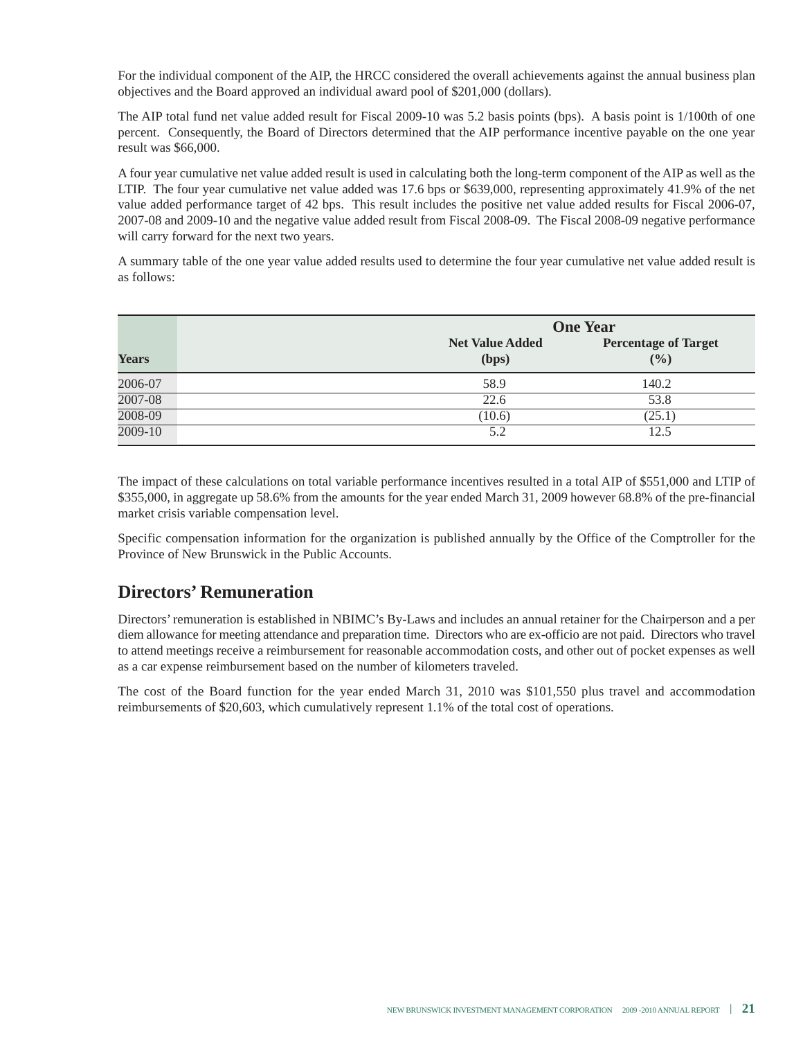For the individual component of the AIP, the HRCC considered the overall achievements against the annual business plan objectives and the Board approved an individual award pool of $201,000 (dollars).

The AIP total fund net value added result for Fiscal 2009-10 was 5.2 basis points (bps). A basis point is 1/100th of one percent. Consequently, the Board of Directors determined that the AIP performance incentive payable on the one year result was $66,000.

A four year cumulative net value added result is used in calculating both the long-term component of the AIP as well as the LTIP. The four year cumulative net value added was 17.6 bps or $639,000, representing approximately 41.9% of the net value added performance target of 42 bps. This result includes the positive net value added results for Fiscal 2006-07, 2007-08 and 2009-10 and the negative value added result from Fiscal 2008-09. The Fiscal 2008-09 negative performance will carry forward for the next two years.

A summary table of the one year value added results used to determine the four year cumulative net value added result is as follows:

| | One Year | |
|---|---|---|
| Years | Net Value Added (bps) | Percentage of Target (%) |
| 2006-07 | 58.9 | 140.2 |
| 2007-08 | 22.6 | 53.8 |
| 2008-09 | (10.6) | (25.1) |
| 2009-10 | 5.2 | 12.5 |

The impact of these calculations on total variable performance incentives resulted in a total AIP of $551,000 and LTIP of $355,000, in aggregate up 58.6% from the amounts for the year ended March 31, 2009 however 68.8% of the pre-financial market crisis variable compensation level.

Specific compensation information for the organization is published annually by the Office of the Comptroller for the Province of New Brunswick in the Public Accounts.

## Directors' Remuneration

Directors' remuneration is established in NBIMC's By-Laws and includes an annual retainer for the Chairperson and a per diem allowance for meeting attendance and preparation time. Directors who are ex-officio are not paid. Directors who travel to attend meetings receive a reimbursement for reasonable accommodation costs, and other out of pocket expenses as well as a car expense reimbursement based on the number of kilometers traveled.

The cost of the Board function for the year ended March 31, 2010 was $101,550 plus travel and accommodation reimbursements of $20,603, which cumulatively represent 1.1% of the total cost of operations.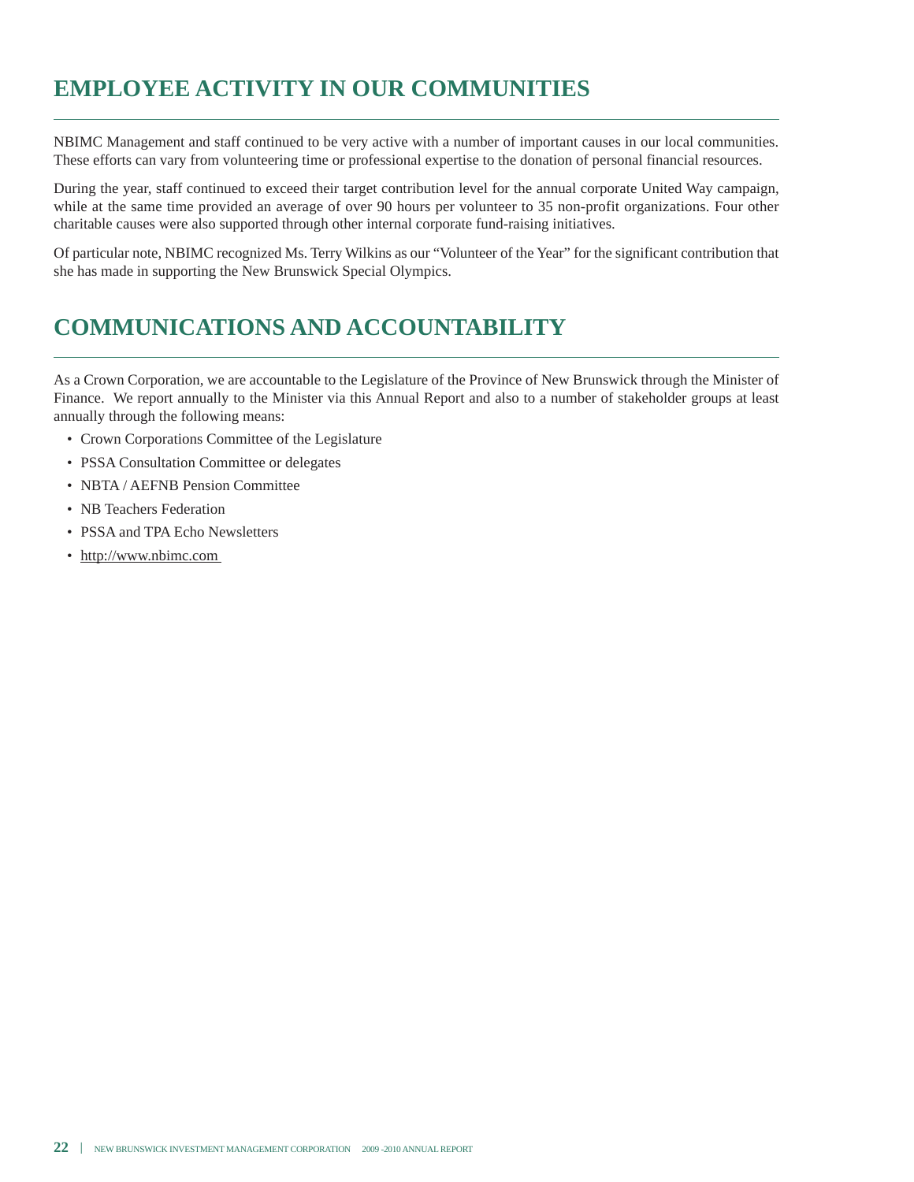## EMPLOYEE ACTIVITY IN OUR COMMUNITIES

NBIMC Management and staff continued to be very active with a number of important causes in our local communities. These efforts can vary from volunteering time or professional expertise to the donation of personal financial resources.

During the year, staff continued to exceed their target contribution level for the annual corporate United Way campaign, while at the same time provided an average of over 90 hours per volunteer to 35 non-profit organizations. Four other charitable causes were also supported through other internal corporate fund-raising initiatives.

Of particular note, NBIMC recognized Ms. Terry Wilkins as our "Volunteer of the Year" for the significant contribution that she has made in supporting the New Brunswick Special Olympics.

## COMMUNICATIONS AND ACCOUNTABILITY

As a Crown Corporation, we are accountable to the Legislature of the Province of New Brunswick through the Minister of Finance. We report annually to the Minister via this Annual Report and also to a number of stakeholder groups at least annually through the following means:

- Crown Corporations Committee of the Legislature
- PSSA Consultation Committee or delegates
- NBTA / AEFNB Pension Committee
- NB Teachers Federation
- PSSA and TPA Echo Newsletters
- http://www.nbimc.com